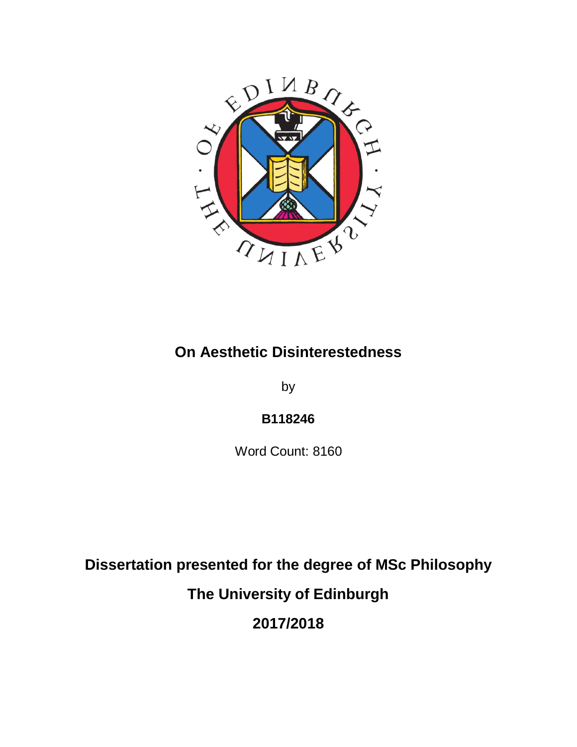# On Aesthetic Disinterestedness

by

**B118246**

Word Count: 8160

**Dissertation presented for the degree of MSc Philosophy**

**The University of Edinburgh**

**2017/2018**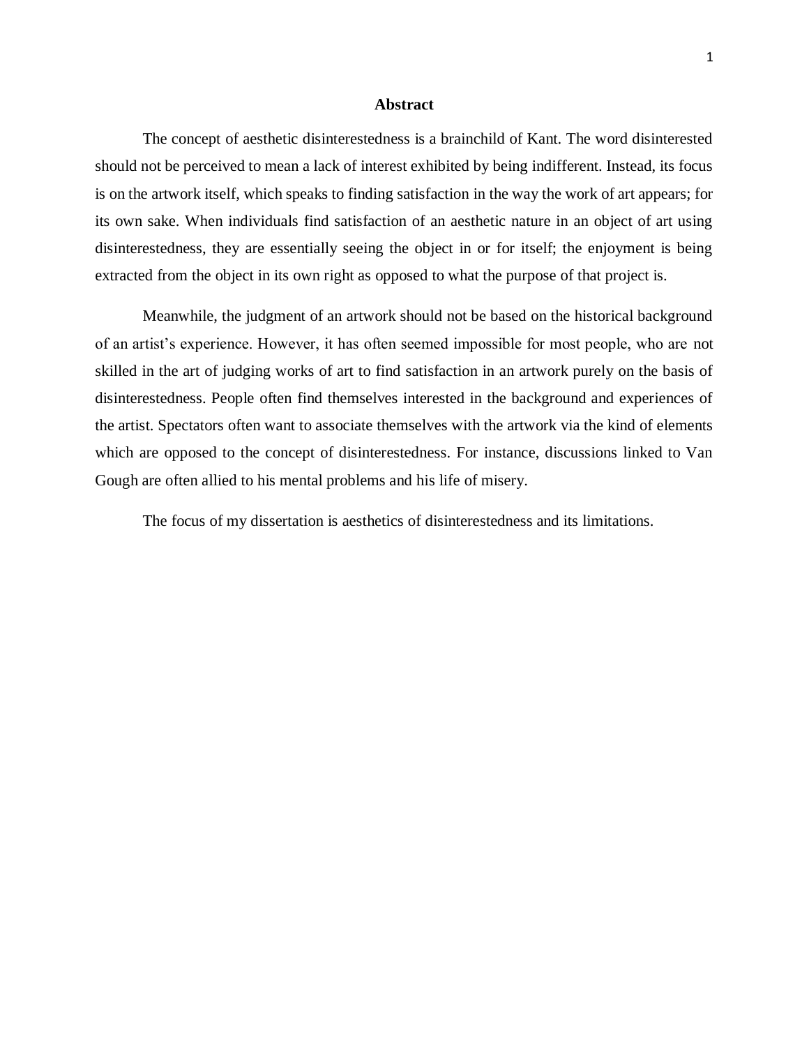## Abstract

The concept of aesthetic disinterestedness is a brainchild of Kant. The word disinterested should not be perceived to mean a lack of interest exhibited by being indifferent. Instead, its focus is on the artwork itself, which speaks to finding satisfaction in the way the work of art appears; for its own sake. When individuals find satisfaction of an aesthetic nature in an object of art using disinterestedness, they are essentially seeing the object in or for itself; the enjoyment is being extracted from the object in its own right as opposed to what the purpose of that project is.

Meanwhile, the judgment of an artwork should not be based on the historical background of an artist's experience. However, it has often seemed impossible for most people, who are not skilled in the art of judging works of art to find satisfaction in an artwork purely on the basis of disinterestedness. People often find themselves interested in the background and experiences of the artist. Spectators often want to associate themselves with the artwork via the kind of elements which are opposed to the concept of disinterestedness. For instance, discussions linked to Van Gough are often allied to his mental problems and his life of misery.

The focus of my dissertation is aesthetics of disinterestedness and its limitations.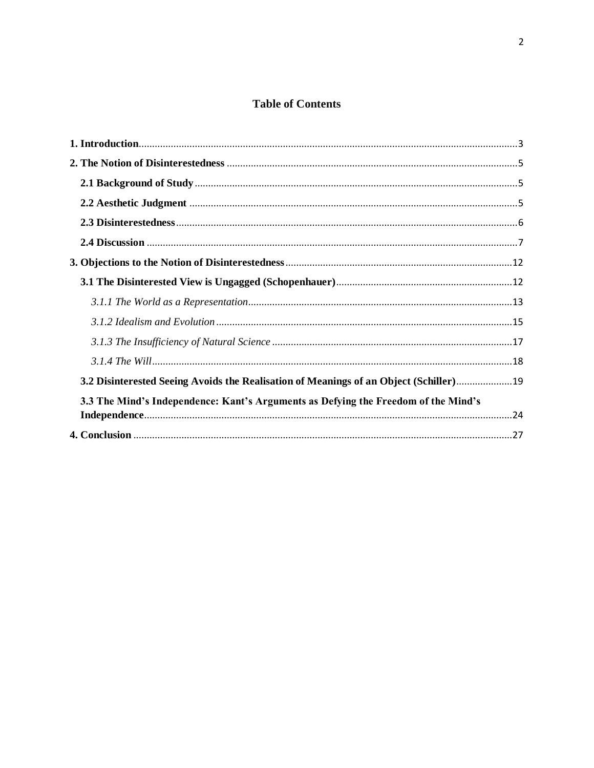# Table of Contents

**1. Introduction** .......... 3

**2. The Notion of Disinterestedness** .......... 5

**2.1 Background of Study** .......... 5

**2.2 Aesthetic Judgment** .......... 5

**2.3 Disinterestedness** .......... 6

**2.4 Discussion** .......... 7

**3. Objections to the Notion of Disinterestedness** .......... 12

**3.1 The Disinterested View is Ungagged (Schopenhauer)** .......... 12

*3.1.1 The World as a Representation* .......... 13

*3.1.2 Idealism and Evolution* .......... 15

*3.1.3 The Insufficiency of Natural Science* .......... 17

*3.1.4 The Will* .......... 18

**3.2 Disinterested Seeing Avoids the Realisation of Meanings of an Object (Schiller)** .......... 19

**3.3 The Mind's Independence: Kant's Arguments as Defying the Freedom of the Mind's Independence** .......... 24

**4. Conclusion** .......... 27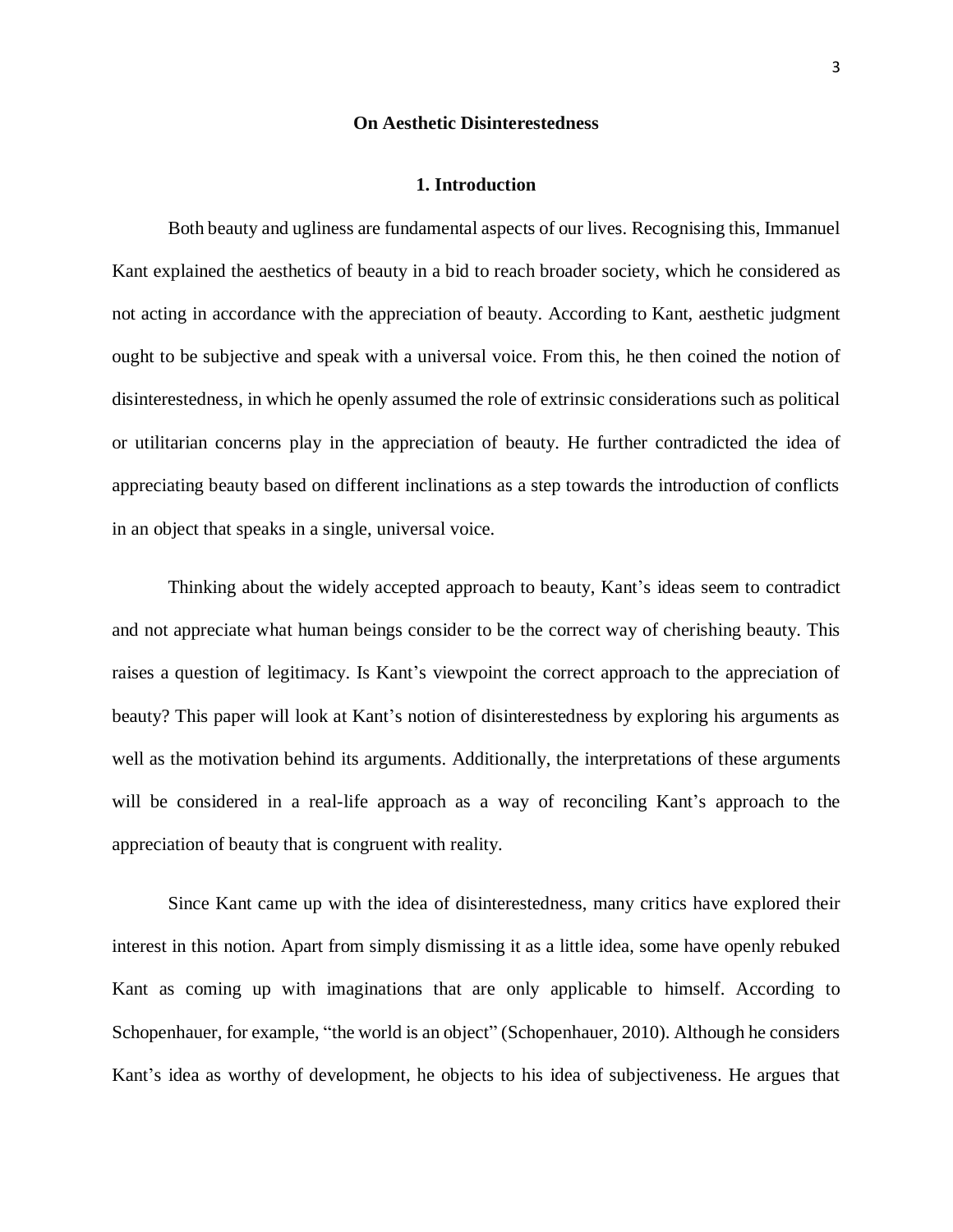**On Aesthetic Disinterestedness**

## 1. Introduction

Both beauty and ugliness are fundamental aspects of our lives. Recognising this, Immanuel Kant explained the aesthetics of beauty in a bid to reach broader society, which he considered as not acting in accordance with the appreciation of beauty. According to Kant, aesthetic judgment ought to be subjective and speak with a universal voice. From this, he then coined the notion of disinterestedness, in which he openly assumed the role of extrinsic considerations such as political or utilitarian concerns play in the appreciation of beauty. He further contradicted the idea of appreciating beauty based on different inclinations as a step towards the introduction of conflicts in an object that speaks in a single, universal voice.

Thinking about the widely accepted approach to beauty, Kant's ideas seem to contradict and not appreciate what human beings consider to be the correct way of cherishing beauty. This raises a question of legitimacy. Is Kant's viewpoint the correct approach to the appreciation of beauty? This paper will look at Kant's notion of disinterestedness by exploring his arguments as well as the motivation behind its arguments. Additionally, the interpretations of these arguments will be considered in a real-life approach as a way of reconciling Kant's approach to the appreciation of beauty that is congruent with reality.

Since Kant came up with the idea of disinterestedness, many critics have explored their interest in this notion. Apart from simply dismissing it as a little idea, some have openly rebuked Kant as coming up with imaginations that are only applicable to himself. According to Schopenhauer, for example, "the world is an object" (Schopenhauer, 2010). Although he considers Kant's idea as worthy of development, he objects to his idea of subjectiveness. He argues that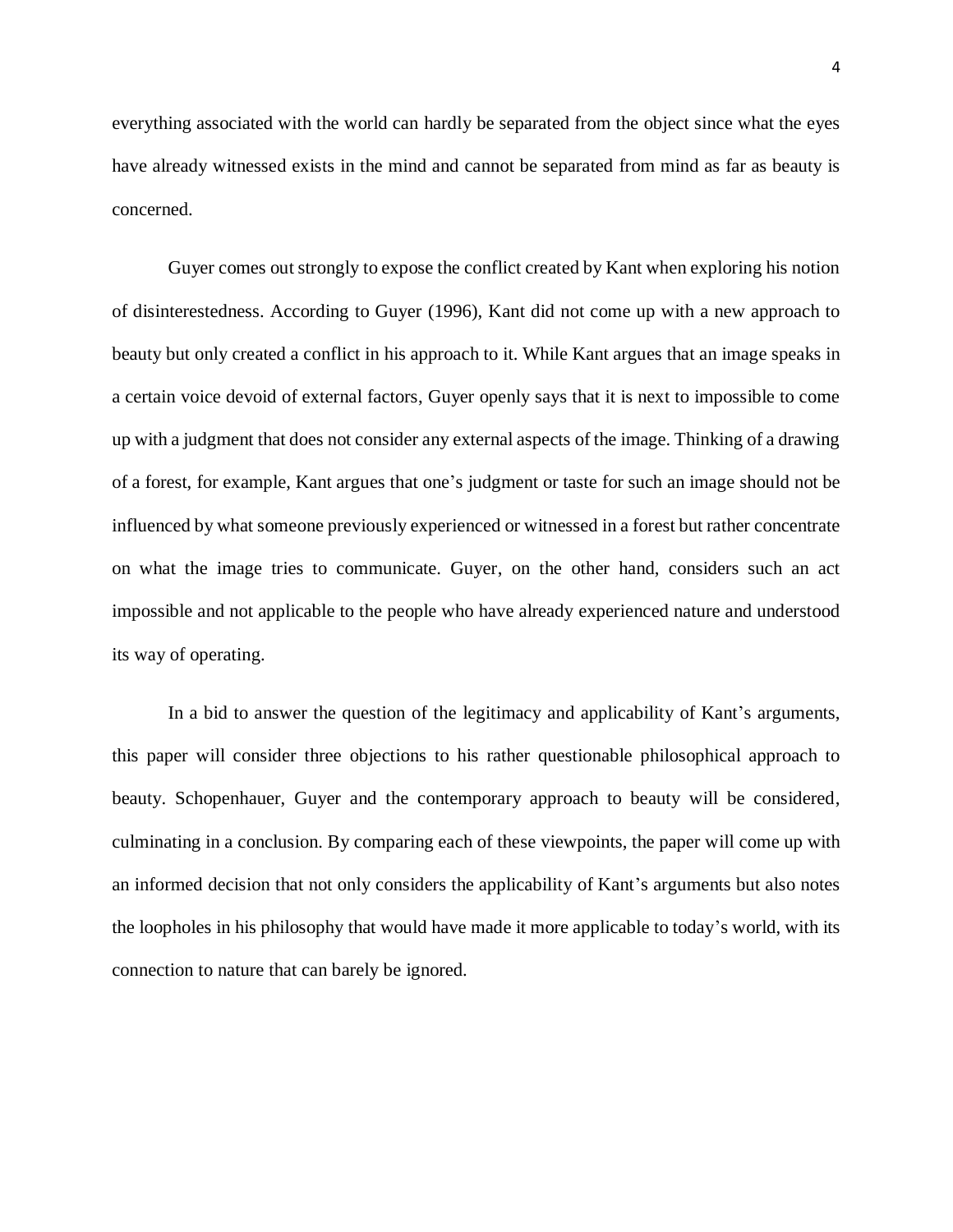everything associated with the world can hardly be separated from the object since what the eyes have already witnessed exists in the mind and cannot be separated from mind as far as beauty is concerned.

Guyer comes out strongly to expose the conflict created by Kant when exploring his notion of disinterestedness. According to Guyer (1996), Kant did not come up with a new approach to beauty but only created a conflict in his approach to it. While Kant argues that an image speaks in a certain voice devoid of external factors, Guyer openly says that it is next to impossible to come up with a judgment that does not consider any external aspects of the image. Thinking of a drawing of a forest, for example, Kant argues that one's judgment or taste for such an image should not be influenced by what someone previously experienced or witnessed in a forest but rather concentrate on what the image tries to communicate. Guyer, on the other hand, considers such an act impossible and not applicable to the people who have already experienced nature and understood its way of operating.

In a bid to answer the question of the legitimacy and applicability of Kant's arguments, this paper will consider three objections to his rather questionable philosophical approach to beauty. Schopenhauer, Guyer and the contemporary approach to beauty will be considered, culminating in a conclusion. By comparing each of these viewpoints, the paper will come up with an informed decision that not only considers the applicability of Kant's arguments but also notes the loopholes in his philosophy that would have made it more applicable to today's world, with its connection to nature that can barely be ignored.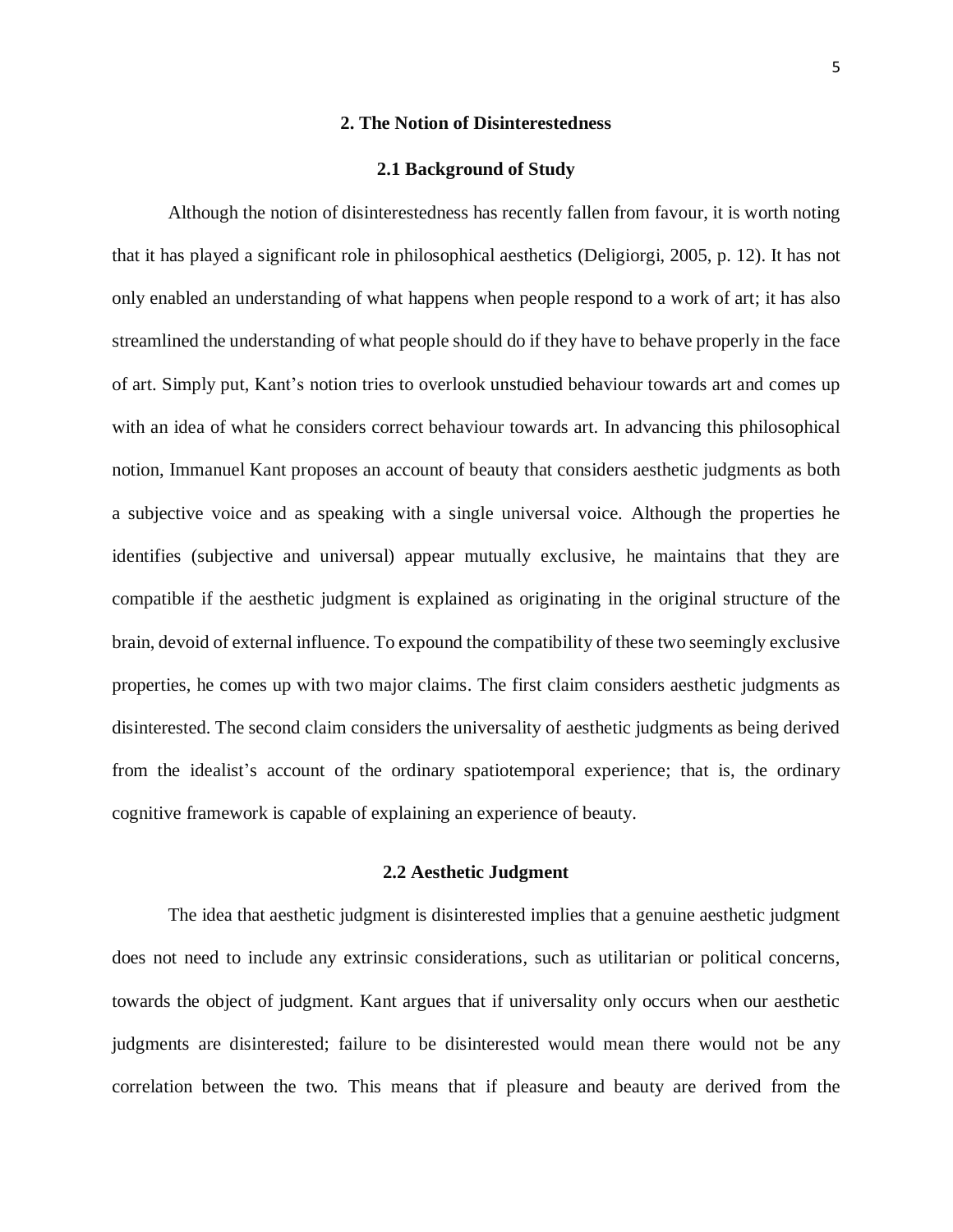## 2. The Notion of Disinterestedness

### 2.1 Background of Study

Although the notion of disinterestedness has recently fallen from favour, it is worth noting that it has played a significant role in philosophical aesthetics (Deligiorgi, 2005, p. 12). It has not only enabled an understanding of what happens when people respond to a work of art; it has also streamlined the understanding of what people should do if they have to behave properly in the face of art. Simply put, Kant's notion tries to overlook unstudied behaviour towards art and comes up with an idea of what he considers correct behaviour towards art. In advancing this philosophical notion, Immanuel Kant proposes an account of beauty that considers aesthetic judgments as both a subjective voice and as speaking with a single universal voice. Although the properties he identifies (subjective and universal) appear mutually exclusive, he maintains that they are compatible if the aesthetic judgment is explained as originating in the original structure of the brain, devoid of external influence. To expound the compatibility of these two seemingly exclusive properties, he comes up with two major claims. The first claim considers aesthetic judgments as disinterested. The second claim considers the universality of aesthetic judgments as being derived from the idealist's account of the ordinary spatiotemporal experience; that is, the ordinary cognitive framework is capable of explaining an experience of beauty.

### 2.2 Aesthetic Judgment

The idea that aesthetic judgment is disinterested implies that a genuine aesthetic judgment does not need to include any extrinsic considerations, such as utilitarian or political concerns, towards the object of judgment. Kant argues that if universality only occurs when our aesthetic judgments are disinterested; failure to be disinterested would mean there would not be any correlation between the two. This means that if pleasure and beauty are derived from the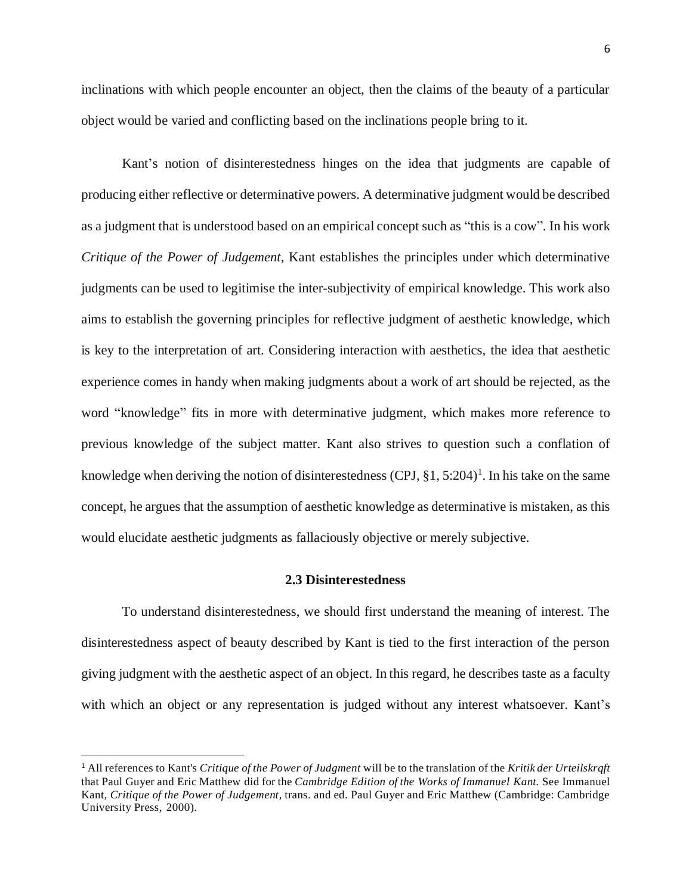inclinations with which people encounter an object, then the claims of the beauty of a particular object would be varied and conflicting based on the inclinations people bring to it.

Kant's notion of disinterestedness hinges on the idea that judgments are capable of producing either reflective or determinative powers. A determinative judgment would be described as a judgment that is understood based on an empirical concept such as "this is a cow". In his work *Critique of the Power of Judgement*, Kant establishes the principles under which determinative judgments can be used to legitimise the inter-subjectivity of empirical knowledge. This work also aims to establish the governing principles for reflective judgment of aesthetic knowledge, which is key to the interpretation of art. Considering interaction with aesthetics, the idea that aesthetic experience comes in handy when making judgments about a work of art should be rejected, as the word "knowledge" fits in more with determinative judgment, which makes more reference to previous knowledge of the subject matter. Kant also strives to question such a conflation of knowledge when deriving the notion of disinterestedness (CPJ, §1, 5:204)[1]. In his take on the same concept, he argues that the assumption of aesthetic knowledge as determinative is mistaken, as this would elucidate aesthetic judgments as fallaciously objective or merely subjective.

### 2.3 Disinterestedness

To understand disinterestedness, we should first understand the meaning of interest. The disinterestedness aspect of beauty described by Kant is tied to the first interaction of the person giving judgment with the aesthetic aspect of an object. In this regard, he describes taste as a faculty with which an object or any representation is judged without any interest whatsoever. Kant's

---

[1] All references to Kant's *Critique of the Power of Judgment* will be to the translation of the *Kritik der Urteilskraft* that Paul Guyer and Eric Matthew did for the *Cambridge Edition of the Works of Immanuel Kant.* See Immanuel Kant, *Critique of the Power of Judgement*, trans. and ed. Paul Guyer and Eric Matthew (Cambridge: Cambridge University Press, 2000).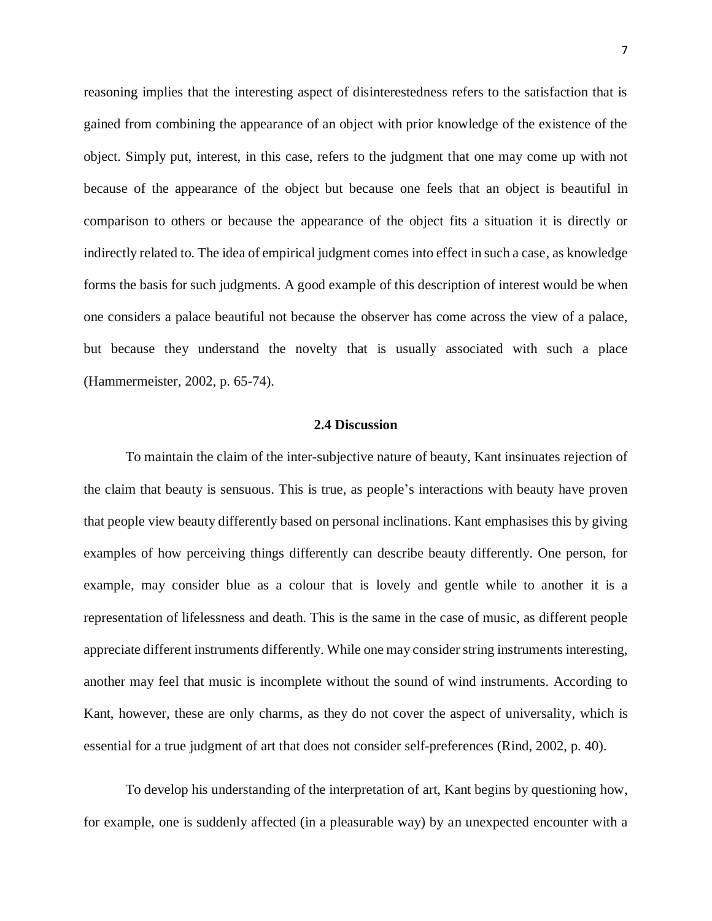reasoning implies that the interesting aspect of disinterestedness refers to the satisfaction that is gained from combining the appearance of an object with prior knowledge of the existence of the object. Simply put, interest, in this case, refers to the judgment that one may come up with not because of the appearance of the object but because one feels that an object is beautiful in comparison to others or because the appearance of the object fits a situation it is directly or indirectly related to. The idea of empirical judgment comes into effect in such a case, as knowledge forms the basis for such judgments. A good example of this description of interest would be when one considers a palace beautiful not because the observer has come across the view of a palace, but because they understand the novelty that is usually associated with such a place (Hammermeister, 2002, p. 65-74).

### 2.4 Discussion

To maintain the claim of the inter-subjective nature of beauty, Kant insinuates rejection of the claim that beauty is sensuous. This is true, as people's interactions with beauty have proven that people view beauty differently based on personal inclinations. Kant emphasises this by giving examples of how perceiving things differently can describe beauty differently. One person, for example, may consider blue as a colour that is lovely and gentle while to another it is a representation of lifelessness and death. This is the same in the case of music, as different people appreciate different instruments differently. While one may consider string instruments interesting, another may feel that music is incomplete without the sound of wind instruments. According to Kant, however, these are only charms, as they do not cover the aspect of universality, which is essential for a true judgment of art that does not consider self-preferences (Rind, 2002, p. 40).

To develop his understanding of the interpretation of art, Kant begins by questioning how, for example, one is suddenly affected (in a pleasurable way) by an unexpected encounter with a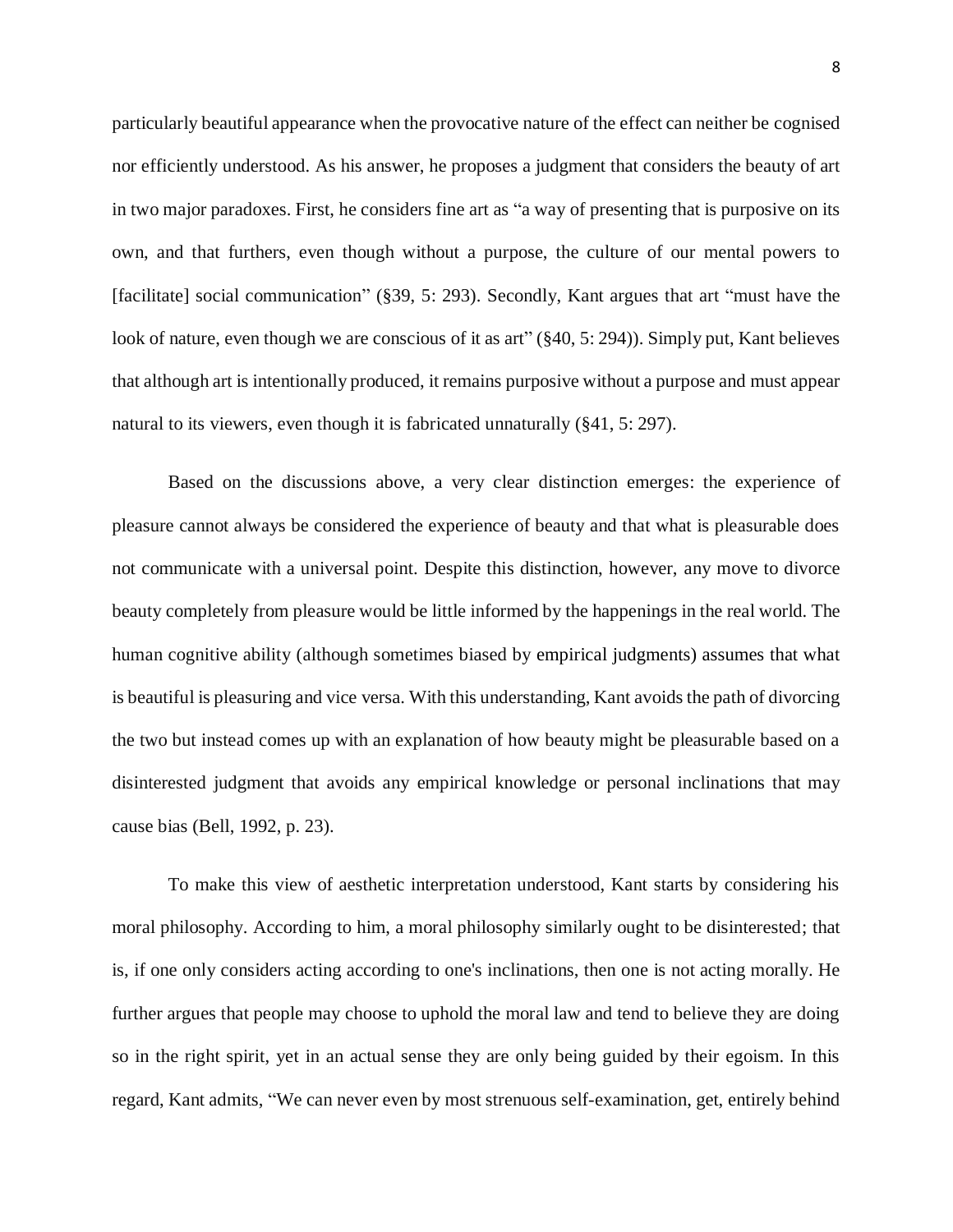particularly beautiful appearance when the provocative nature of the effect can neither be cognised nor efficiently understood. As his answer, he proposes a judgment that considers the beauty of art in two major paradoxes. First, he considers fine art as "a way of presenting that is purposive on its own, and that furthers, even though without a purpose, the culture of our mental powers to [facilitate] social communication" (§39, 5: 293). Secondly, Kant argues that art "must have the look of nature, even though we are conscious of it as art" (§40, 5: 294)). Simply put, Kant believes that although art is intentionally produced, it remains purposive without a purpose and must appear natural to its viewers, even though it is fabricated unnaturally (§41, 5: 297).

Based on the discussions above, a very clear distinction emerges: the experience of pleasure cannot always be considered the experience of beauty and that what is pleasurable does not communicate with a universal point. Despite this distinction, however, any move to divorce beauty completely from pleasure would be little informed by the happenings in the real world. The human cognitive ability (although sometimes biased by empirical judgments) assumes that what is beautiful is pleasuring and vice versa. With this understanding, Kant avoids the path of divorcing the two but instead comes up with an explanation of how beauty might be pleasurable based on a disinterested judgment that avoids any empirical knowledge or personal inclinations that may cause bias (Bell, 1992, p. 23).

To make this view of aesthetic interpretation understood, Kant starts by considering his moral philosophy. According to him, a moral philosophy similarly ought to be disinterested; that is, if one only considers acting according to one's inclinations, then one is not acting morally. He further argues that people may choose to uphold the moral law and tend to believe they are doing so in the right spirit, yet in an actual sense they are only being guided by their egoism. In this regard, Kant admits, "We can never even by most strenuous self-examination, get, entirely behind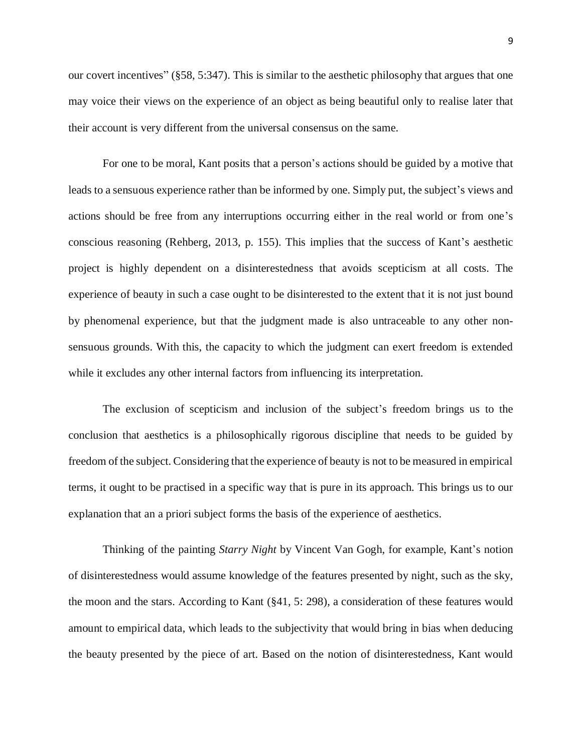our covert incentives" (§58, 5:347). This is similar to the aesthetic philosophy that argues that one may voice their views on the experience of an object as being beautiful only to realise later that their account is very different from the universal consensus on the same.

For one to be moral, Kant posits that a person's actions should be guided by a motive that leads to a sensuous experience rather than be informed by one. Simply put, the subject's views and actions should be free from any interruptions occurring either in the real world or from one's conscious reasoning (Rehberg, 2013, p. 155). This implies that the success of Kant's aesthetic project is highly dependent on a disinterestedness that avoids scepticism at all costs. The experience of beauty in such a case ought to be disinterested to the extent that it is not just bound by phenomenal experience, but that the judgment made is also untraceable to any other non-sensuous grounds. With this, the capacity to which the judgment can exert freedom is extended while it excludes any other internal factors from influencing its interpretation.

The exclusion of scepticism and inclusion of the subject's freedom brings us to the conclusion that aesthetics is a philosophically rigorous discipline that needs to be guided by freedom of the subject. Considering that the experience of beauty is not to be measured in empirical terms, it ought to be practised in a specific way that is pure in its approach. This brings us to our explanation that an a priori subject forms the basis of the experience of aesthetics.

Thinking of the painting *Starry Night* by Vincent Van Gogh, for example, Kant's notion of disinterestedness would assume knowledge of the features presented by night, such as the sky, the moon and the stars. According to Kant (§41, 5: 298), a consideration of these features would amount to empirical data, which leads to the subjectivity that would bring in bias when deducing the beauty presented by the piece of art. Based on the notion of disinterestedness, Kant would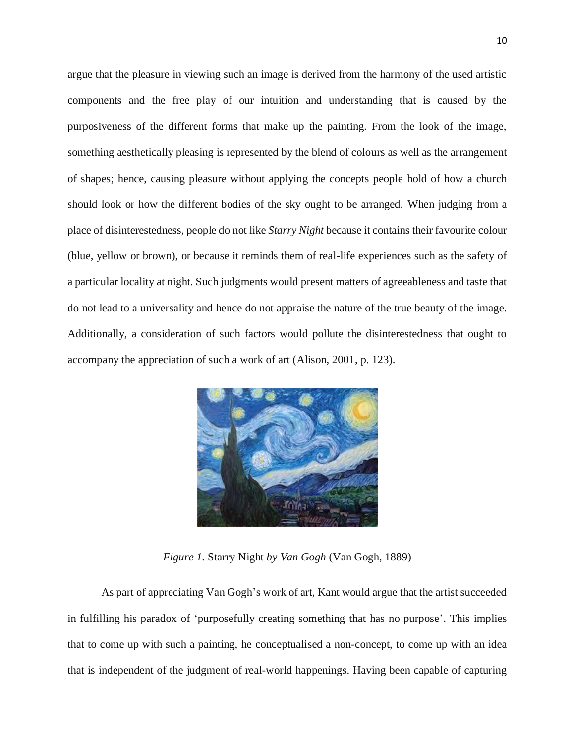argue that the pleasure in viewing such an image is derived from the harmony of the used artistic components and the free play of our intuition and understanding that is caused by the purposiveness of the different forms that make up the painting. From the look of the image, something aesthetically pleasing is represented by the blend of colours as well as the arrangement of shapes; hence, causing pleasure without applying the concepts people hold of how a church should look or how the different bodies of the sky ought to be arranged. When judging from a place of disinterestedness, people do not like *Starry Night* because it contains their favourite colour (blue, yellow or brown), or because it reminds them of real-life experiences such as the safety of a particular locality at night. Such judgments would present matters of agreeableness and taste that do not lead to a universality and hence do not appraise the nature of the true beauty of the image. Additionally, a consideration of such factors would pollute the disinterestedness that ought to accompany the appreciation of such a work of art (Alison, 2001, p. 123).

*Figure 1.* Starry Night *by Van Gogh* (Van Gogh, 1889)

As part of appreciating Van Gogh's work of art, Kant would argue that the artist succeeded in fulfilling his paradox of 'purposefully creating something that has no purpose'. This implies that to come up with such a painting, he conceptualised a non-concept, to come up with an idea that is independent of the judgment of real-world happenings. Having been capable of capturing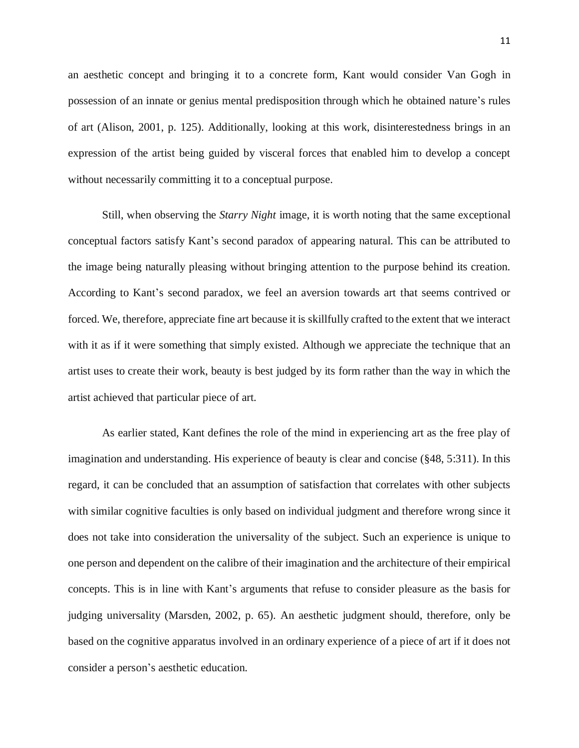an aesthetic concept and bringing it to a concrete form, Kant would consider Van Gogh in possession of an innate or genius mental predisposition through which he obtained nature's rules of art (Alison, 2001, p. 125). Additionally, looking at this work, disinterestedness brings in an expression of the artist being guided by visceral forces that enabled him to develop a concept without necessarily committing it to a conceptual purpose.

Still, when observing the *Starry Night* image, it is worth noting that the same exceptional conceptual factors satisfy Kant's second paradox of appearing natural. This can be attributed to the image being naturally pleasing without bringing attention to the purpose behind its creation. According to Kant's second paradox, we feel an aversion towards art that seems contrived or forced. We, therefore, appreciate fine art because it is skillfully crafted to the extent that we interact with it as if it were something that simply existed. Although we appreciate the technique that an artist uses to create their work, beauty is best judged by its form rather than the way in which the artist achieved that particular piece of art.

As earlier stated, Kant defines the role of the mind in experiencing art as the free play of imagination and understanding. His experience of beauty is clear and concise (§48, 5:311). In this regard, it can be concluded that an assumption of satisfaction that correlates with other subjects with similar cognitive faculties is only based on individual judgment and therefore wrong since it does not take into consideration the universality of the subject. Such an experience is unique to one person and dependent on the calibre of their imagination and the architecture of their empirical concepts. This is in line with Kant's arguments that refuse to consider pleasure as the basis for judging universality (Marsden, 2002, p. 65). An aesthetic judgment should, therefore, only be based on the cognitive apparatus involved in an ordinary experience of a piece of art if it does not consider a person's aesthetic education.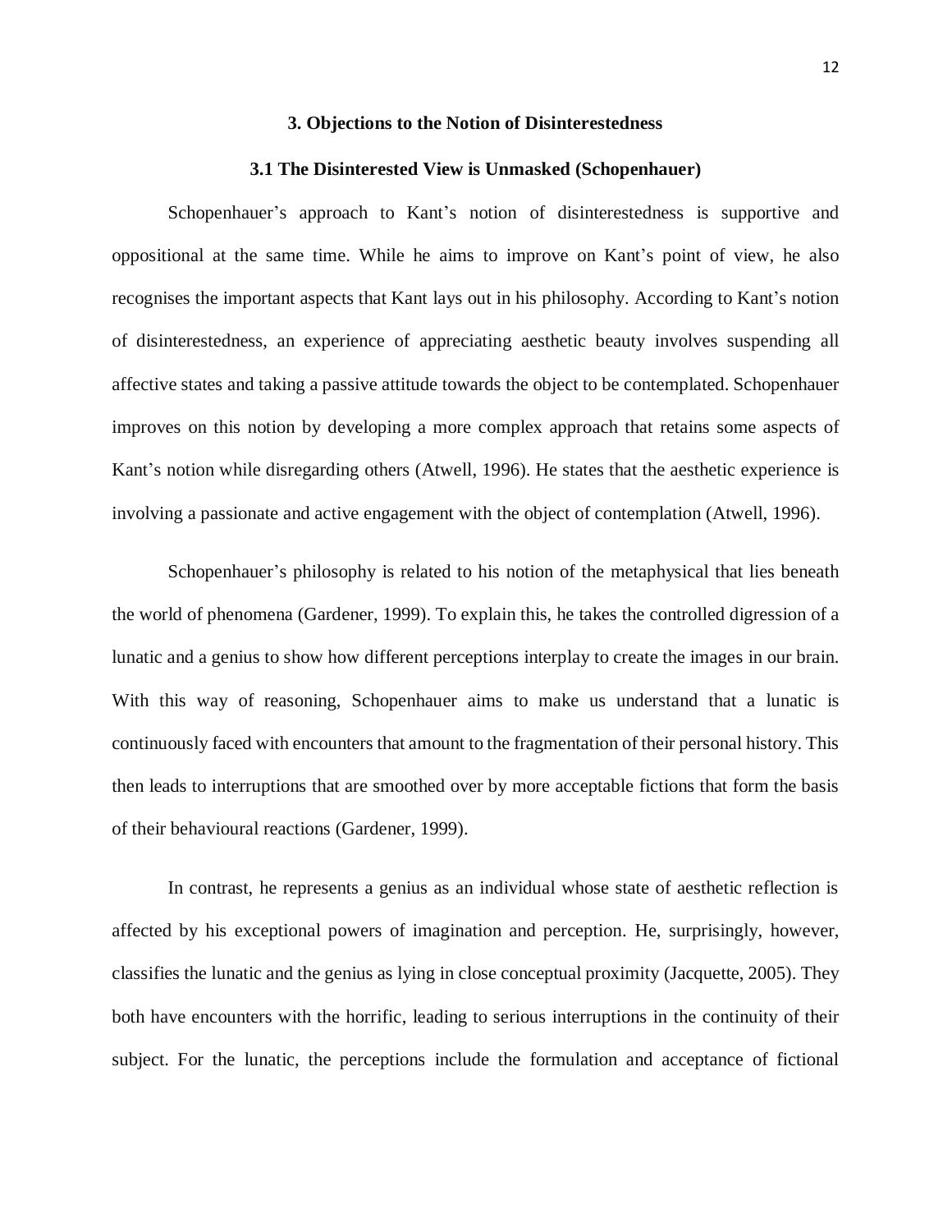## 3. Objections to the Notion of Disinterestedness

### 3.1 The Disinterested View is Unmasked (Schopenhauer)

Schopenhauer's approach to Kant's notion of disinterestedness is supportive and oppositional at the same time. While he aims to improve on Kant's point of view, he also recognises the important aspects that Kant lays out in his philosophy. According to Kant's notion of disinterestedness, an experience of appreciating aesthetic beauty involves suspending all affective states and taking a passive attitude towards the object to be contemplated. Schopenhauer improves on this notion by developing a more complex approach that retains some aspects of Kant's notion while disregarding others (Atwell, 1996). He states that the aesthetic experience is involving a passionate and active engagement with the object of contemplation (Atwell, 1996).

Schopenhauer's philosophy is related to his notion of the metaphysical that lies beneath the world of phenomena (Gardener, 1999). To explain this, he takes the controlled digression of a lunatic and a genius to show how different perceptions interplay to create the images in our brain. With this way of reasoning, Schopenhauer aims to make us understand that a lunatic is continuously faced with encounters that amount to the fragmentation of their personal history. This then leads to interruptions that are smoothed over by more acceptable fictions that form the basis of their behavioural reactions (Gardener, 1999).

In contrast, he represents a genius as an individual whose state of aesthetic reflection is affected by his exceptional powers of imagination and perception. He, surprisingly, however, classifies the lunatic and the genius as lying in close conceptual proximity (Jacquette, 2005). They both have encounters with the horrific, leading to serious interruptions in the continuity of their subject. For the lunatic, the perceptions include the formulation and acceptance of fictional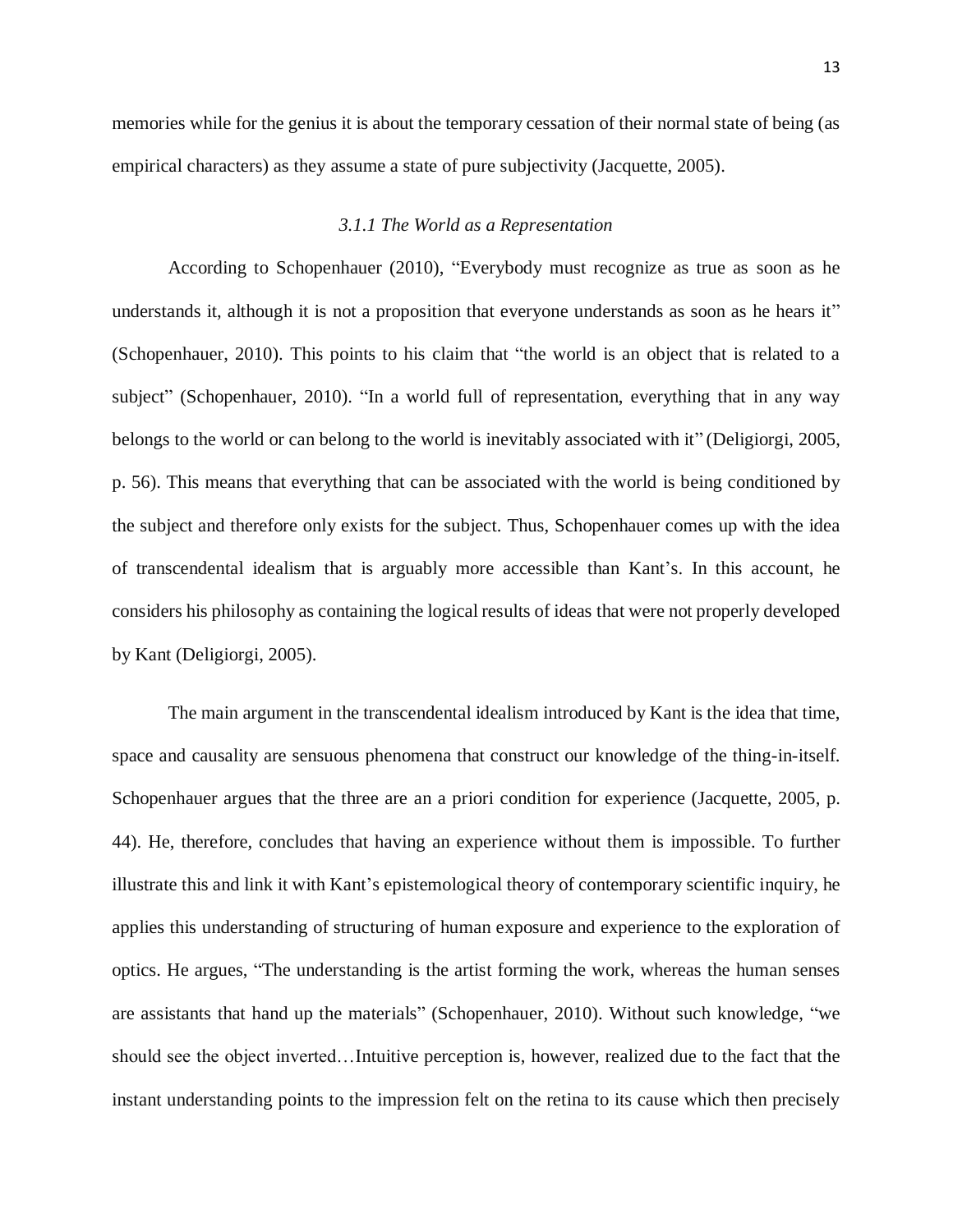memories while for the genius it is about the temporary cessation of their normal state of being (as empirical characters) as they assume a state of pure subjectivity (Jacquette, 2005).

### *3.1.1 The World as a Representation*

According to Schopenhauer (2010), "Everybody must recognize as true as soon as he understands it, although it is not a proposition that everyone understands as soon as he hears it" (Schopenhauer, 2010). This points to his claim that "the world is an object that is related to a subject" (Schopenhauer, 2010). "In a world full of representation, everything that in any way belongs to the world or can belong to the world is inevitably associated with it" (Deligiorgi, 2005, p. 56). This means that everything that can be associated with the world is being conditioned by the subject and therefore only exists for the subject. Thus, Schopenhauer comes up with the idea of transcendental idealism that is arguably more accessible than Kant's. In this account, he considers his philosophy as containing the logical results of ideas that were not properly developed by Kant (Deligiorgi, 2005).

The main argument in the transcendental idealism introduced by Kant is the idea that time, space and causality are sensuous phenomena that construct our knowledge of the thing-in-itself. Schopenhauer argues that the three are an a priori condition for experience (Jacquette, 2005, p. 44). He, therefore, concludes that having an experience without them is impossible. To further illustrate this and link it with Kant's epistemological theory of contemporary scientific inquiry, he applies this understanding of structuring of human exposure and experience to the exploration of optics. He argues, "The understanding is the artist forming the work, whereas the human senses are assistants that hand up the materials" (Schopenhauer, 2010). Without such knowledge, "we should see the object inverted…Intuitive perception is, however, realized due to the fact that the instant understanding points to the impression felt on the retina to its cause which then precisely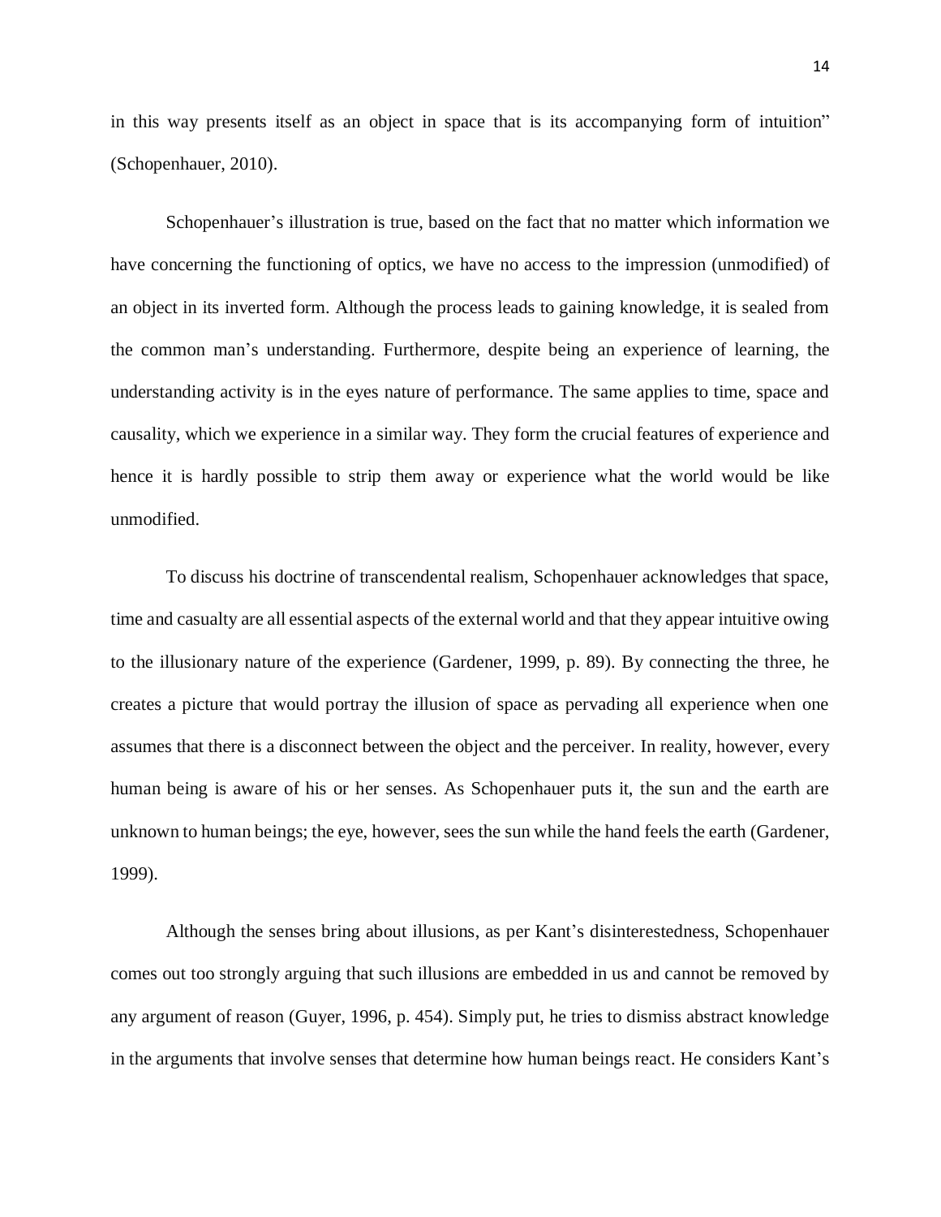in this way presents itself as an object in space that is its accompanying form of intuition" (Schopenhauer, 2010).

Schopenhauer's illustration is true, based on the fact that no matter which information we have concerning the functioning of optics, we have no access to the impression (unmodified) of an object in its inverted form. Although the process leads to gaining knowledge, it is sealed from the common man's understanding. Furthermore, despite being an experience of learning, the understanding activity is in the eyes nature of performance. The same applies to time, space and causality, which we experience in a similar way. They form the crucial features of experience and hence it is hardly possible to strip them away or experience what the world would be like unmodified.

To discuss his doctrine of transcendental realism, Schopenhauer acknowledges that space, time and casualty are all essential aspects of the external world and that they appear intuitive owing to the illusionary nature of the experience (Gardener, 1999, p. 89). By connecting the three, he creates a picture that would portray the illusion of space as pervading all experience when one assumes that there is a disconnect between the object and the perceiver. In reality, however, every human being is aware of his or her senses. As Schopenhauer puts it, the sun and the earth are unknown to human beings; the eye, however, sees the sun while the hand feels the earth (Gardener, 1999).

Although the senses bring about illusions, as per Kant's disinterestedness, Schopenhauer comes out too strongly arguing that such illusions are embedded in us and cannot be removed by any argument of reason (Guyer, 1996, p. 454). Simply put, he tries to dismiss abstract knowledge in the arguments that involve senses that determine how human beings react. He considers Kant's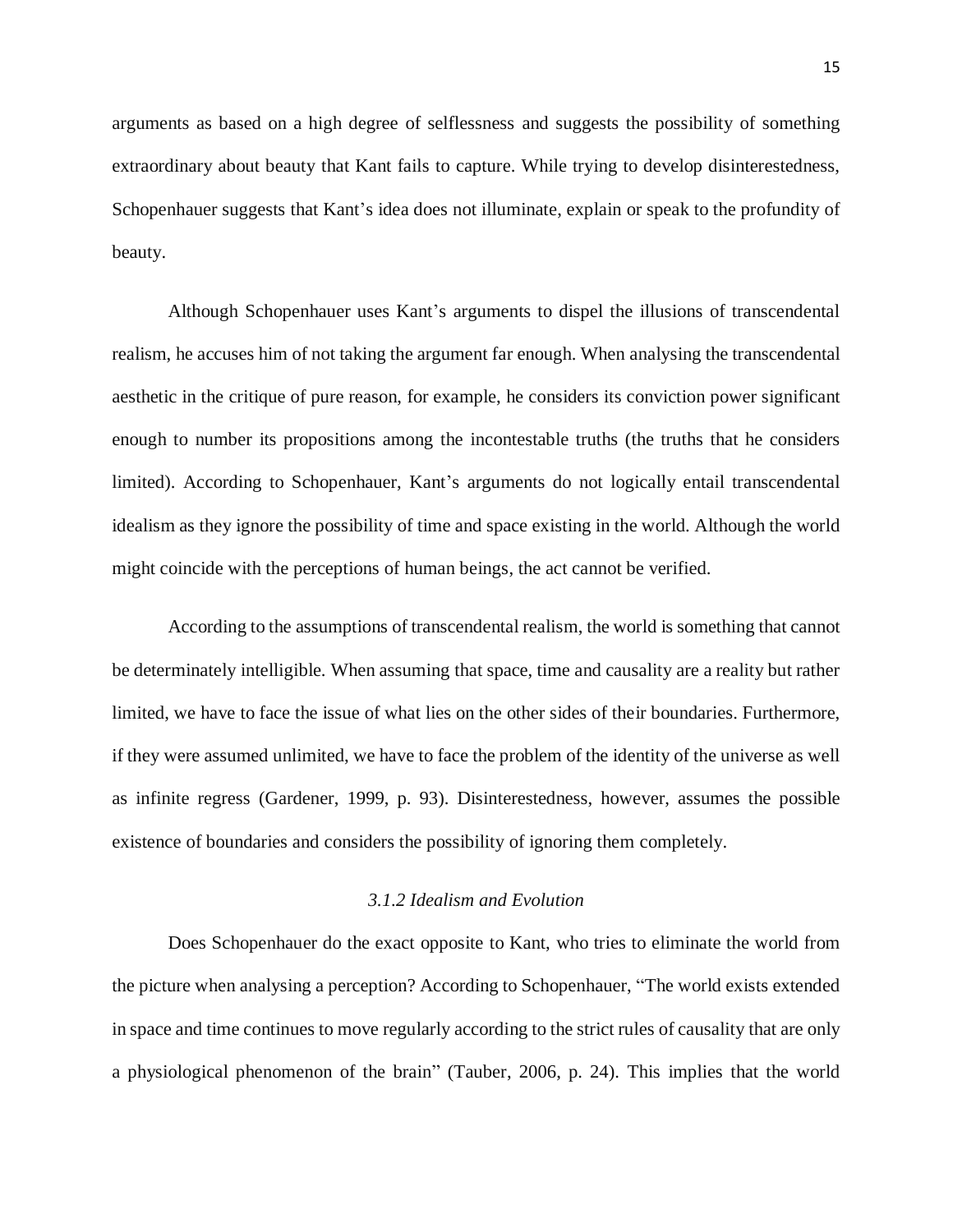arguments as based on a high degree of selflessness and suggests the possibility of something extraordinary about beauty that Kant fails to capture. While trying to develop disinterestedness, Schopenhauer suggests that Kant's idea does not illuminate, explain or speak to the profundity of beauty.

Although Schopenhauer uses Kant's arguments to dispel the illusions of transcendental realism, he accuses him of not taking the argument far enough. When analysing the transcendental aesthetic in the critique of pure reason, for example, he considers its conviction power significant enough to number its propositions among the incontestable truths (the truths that he considers limited). According to Schopenhauer, Kant's arguments do not logically entail transcendental idealism as they ignore the possibility of time and space existing in the world. Although the world might coincide with the perceptions of human beings, the act cannot be verified.

According to the assumptions of transcendental realism, the world is something that cannot be determinately intelligible. When assuming that space, time and causality are a reality but rather limited, we have to face the issue of what lies on the other sides of their boundaries. Furthermore, if they were assumed unlimited, we have to face the problem of the identity of the universe as well as infinite regress (Gardener, 1999, p. 93). Disinterestedness, however, assumes the possible existence of boundaries and considers the possibility of ignoring them completely.

### *3.1.2 Idealism and Evolution*

Does Schopenhauer do the exact opposite to Kant, who tries to eliminate the world from the picture when analysing a perception? According to Schopenhauer, "The world exists extended in space and time continues to move regularly according to the strict rules of causality that are only a physiological phenomenon of the brain" (Tauber, 2006, p. 24). This implies that the world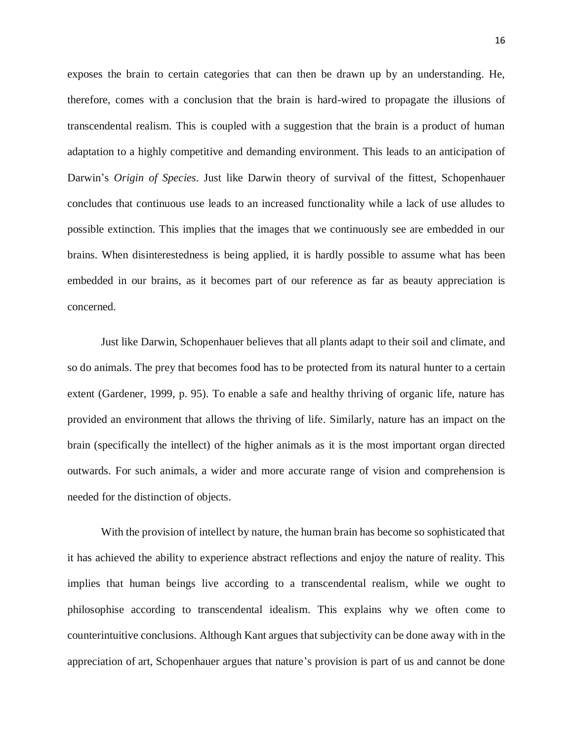exposes the brain to certain categories that can then be drawn up by an understanding. He, therefore, comes with a conclusion that the brain is hard-wired to propagate the illusions of transcendental realism. This is coupled with a suggestion that the brain is a product of human adaptation to a highly competitive and demanding environment. This leads to an anticipation of Darwin's *Origin of Species*. Just like Darwin theory of survival of the fittest, Schopenhauer concludes that continuous use leads to an increased functionality while a lack of use alludes to possible extinction. This implies that the images that we continuously see are embedded in our brains. When disinterestedness is being applied, it is hardly possible to assume what has been embedded in our brains, as it becomes part of our reference as far as beauty appreciation is concerned.

Just like Darwin, Schopenhauer believes that all plants adapt to their soil and climate, and so do animals. The prey that becomes food has to be protected from its natural hunter to a certain extent (Gardener, 1999, p. 95). To enable a safe and healthy thriving of organic life, nature has provided an environment that allows the thriving of life. Similarly, nature has an impact on the brain (specifically the intellect) of the higher animals as it is the most important organ directed outwards. For such animals, a wider and more accurate range of vision and comprehension is needed for the distinction of objects.

With the provision of intellect by nature, the human brain has become so sophisticated that it has achieved the ability to experience abstract reflections and enjoy the nature of reality. This implies that human beings live according to a transcendental realism, while we ought to philosophise according to transcendental idealism. This explains why we often come to counterintuitive conclusions. Although Kant argues that subjectivity can be done away with in the appreciation of art, Schopenhauer argues that nature's provision is part of us and cannot be done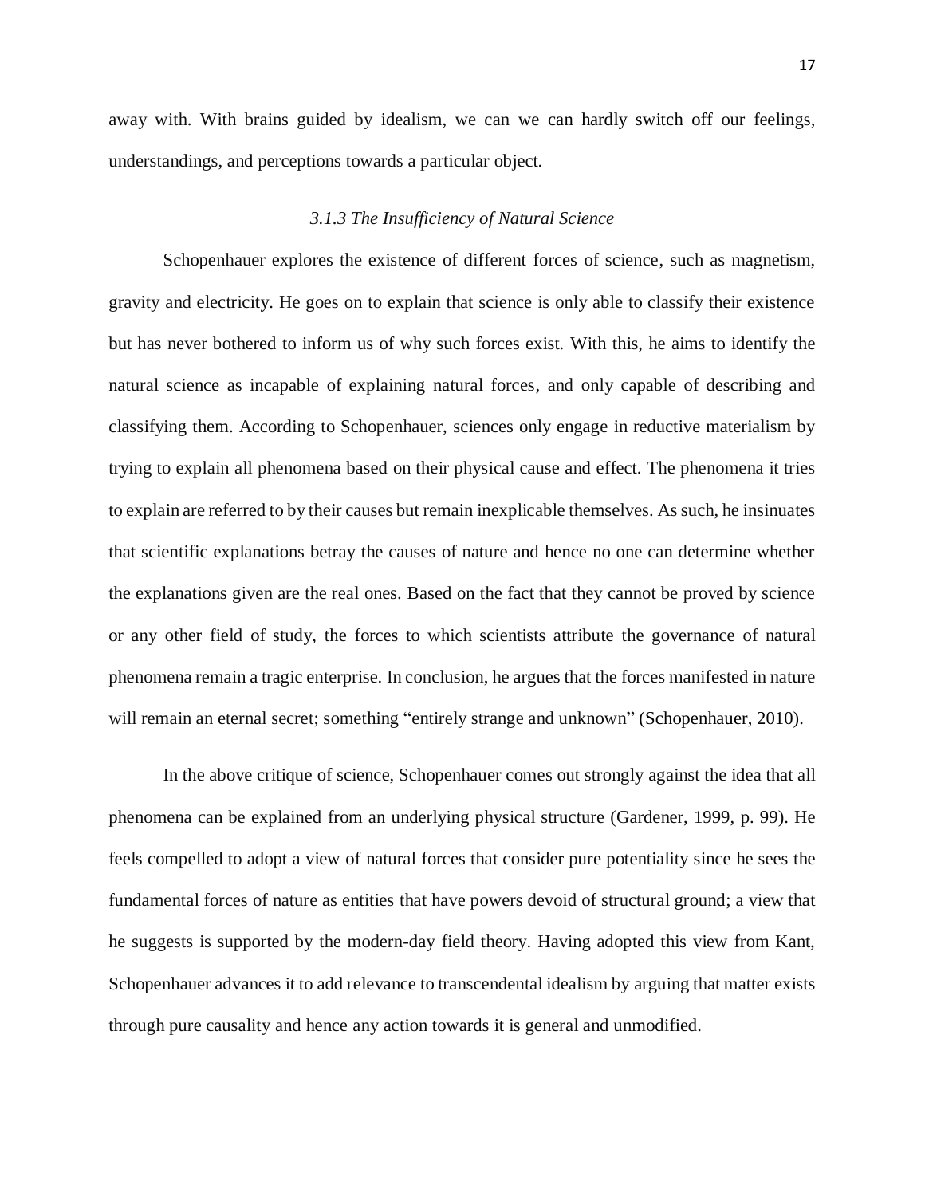away with. With brains guided by idealism, we can we can hardly switch off our feelings, understandings, and perceptions towards a particular object.

### *3.1.3 The Insufficiency of Natural Science*

Schopenhauer explores the existence of different forces of science, such as magnetism, gravity and electricity. He goes on to explain that science is only able to classify their existence but has never bothered to inform us of why such forces exist. With this, he aims to identify the natural science as incapable of explaining natural forces, and only capable of describing and classifying them. According to Schopenhauer, sciences only engage in reductive materialism by trying to explain all phenomena based on their physical cause and effect. The phenomena it tries to explain are referred to by their causes but remain inexplicable themselves. As such, he insinuates that scientific explanations betray the causes of nature and hence no one can determine whether the explanations given are the real ones. Based on the fact that they cannot be proved by science or any other field of study, the forces to which scientists attribute the governance of natural phenomena remain a tragic enterprise. In conclusion, he argues that the forces manifested in nature will remain an eternal secret; something "entirely strange and unknown" (Schopenhauer, 2010).

In the above critique of science, Schopenhauer comes out strongly against the idea that all phenomena can be explained from an underlying physical structure (Gardener, 1999, p. 99). He feels compelled to adopt a view of natural forces that consider pure potentiality since he sees the fundamental forces of nature as entities that have powers devoid of structural ground; a view that he suggests is supported by the modern-day field theory. Having adopted this view from Kant, Schopenhauer advances it to add relevance to transcendental idealism by arguing that matter exists through pure causality and hence any action towards it is general and unmodified.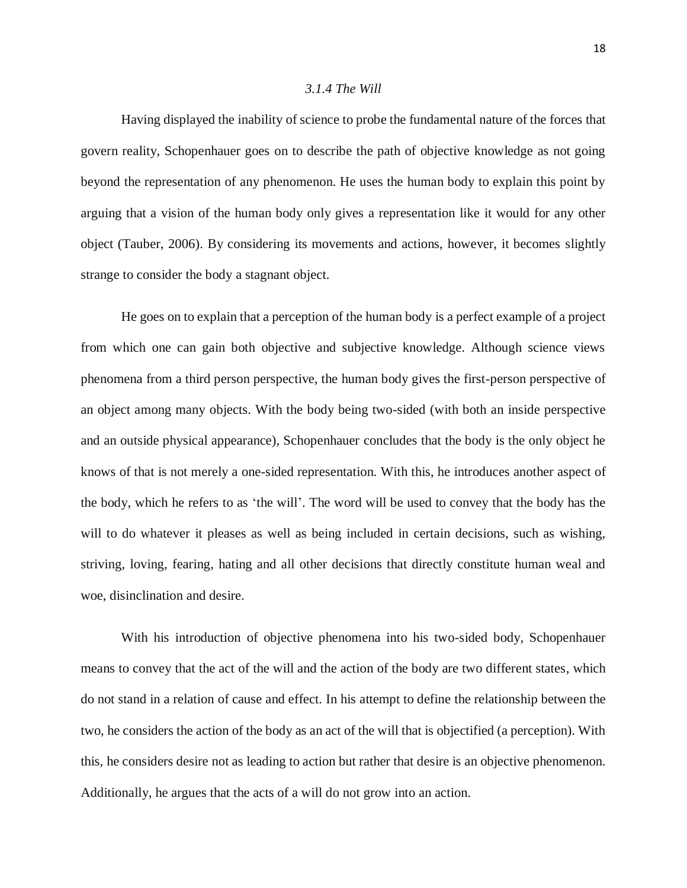### *3.1.4 The Will*

Having displayed the inability of science to probe the fundamental nature of the forces that govern reality, Schopenhauer goes on to describe the path of objective knowledge as not going beyond the representation of any phenomenon. He uses the human body to explain this point by arguing that a vision of the human body only gives a representation like it would for any other object (Tauber, 2006). By considering its movements and actions, however, it becomes slightly strange to consider the body a stagnant object.

He goes on to explain that a perception of the human body is a perfect example of a project from which one can gain both objective and subjective knowledge. Although science views phenomena from a third person perspective, the human body gives the first-person perspective of an object among many objects. With the body being two-sided (with both an inside perspective and an outside physical appearance), Schopenhauer concludes that the body is the only object he knows of that is not merely a one-sided representation. With this, he introduces another aspect of the body, which he refers to as 'the will'. The word will be used to convey that the body has the will to do whatever it pleases as well as being included in certain decisions, such as wishing, striving, loving, fearing, hating and all other decisions that directly constitute human weal and woe, disinclination and desire.

With his introduction of objective phenomena into his two-sided body, Schopenhauer means to convey that the act of the will and the action of the body are two different states, which do not stand in a relation of cause and effect. In his attempt to define the relationship between the two, he considers the action of the body as an act of the will that is objectified (a perception). With this, he considers desire not as leading to action but rather that desire is an objective phenomenon. Additionally, he argues that the acts of a will do not grow into an action.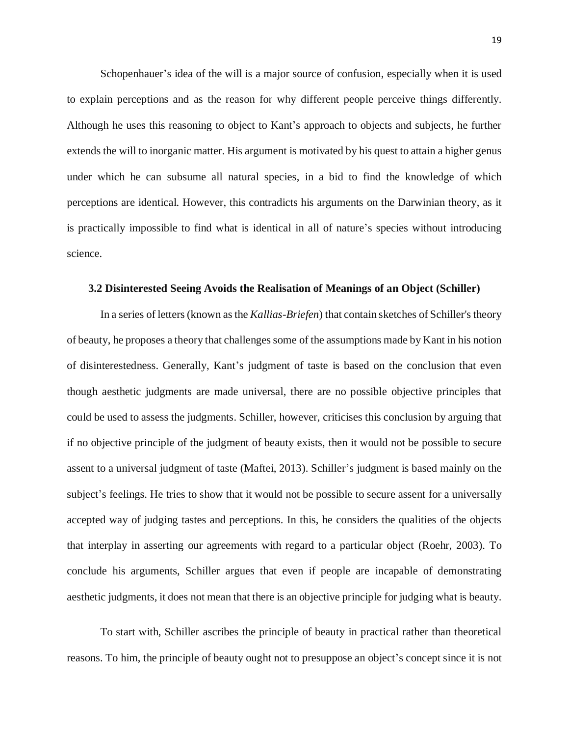Schopenhauer's idea of the will is a major source of confusion, especially when it is used to explain perceptions and as the reason for why different people perceive things differently. Although he uses this reasoning to object to Kant's approach to objects and subjects, he further extends the will to inorganic matter. His argument is motivated by his quest to attain a higher genus under which he can subsume all natural species, in a bid to find the knowledge of which perceptions are identical. However, this contradicts his arguments on the Darwinian theory, as it is practically impossible to find what is identical in all of nature's species without introducing science.

### 3.2 Disinterested Seeing Avoids the Realisation of Meanings of an Object (Schiller)

In a series of letters (known as the *Kallias-Briefen*) that contain sketches of Schiller's theory of beauty, he proposes a theory that challenges some of the assumptions made by Kant in his notion of disinterestedness. Generally, Kant's judgment of taste is based on the conclusion that even though aesthetic judgments are made universal, there are no possible objective principles that could be used to assess the judgments. Schiller, however, criticises this conclusion by arguing that if no objective principle of the judgment of beauty exists, then it would not be possible to secure assent to a universal judgment of taste (Maftei, 2013). Schiller's judgment is based mainly on the subject's feelings. He tries to show that it would not be possible to secure assent for a universally accepted way of judging tastes and perceptions. In this, he considers the qualities of the objects that interplay in asserting our agreements with regard to a particular object (Roehr, 2003). To conclude his arguments, Schiller argues that even if people are incapable of demonstrating aesthetic judgments, it does not mean that there is an objective principle for judging what is beauty.

To start with, Schiller ascribes the principle of beauty in practical rather than theoretical reasons. To him, the principle of beauty ought not to presuppose an object's concept since it is not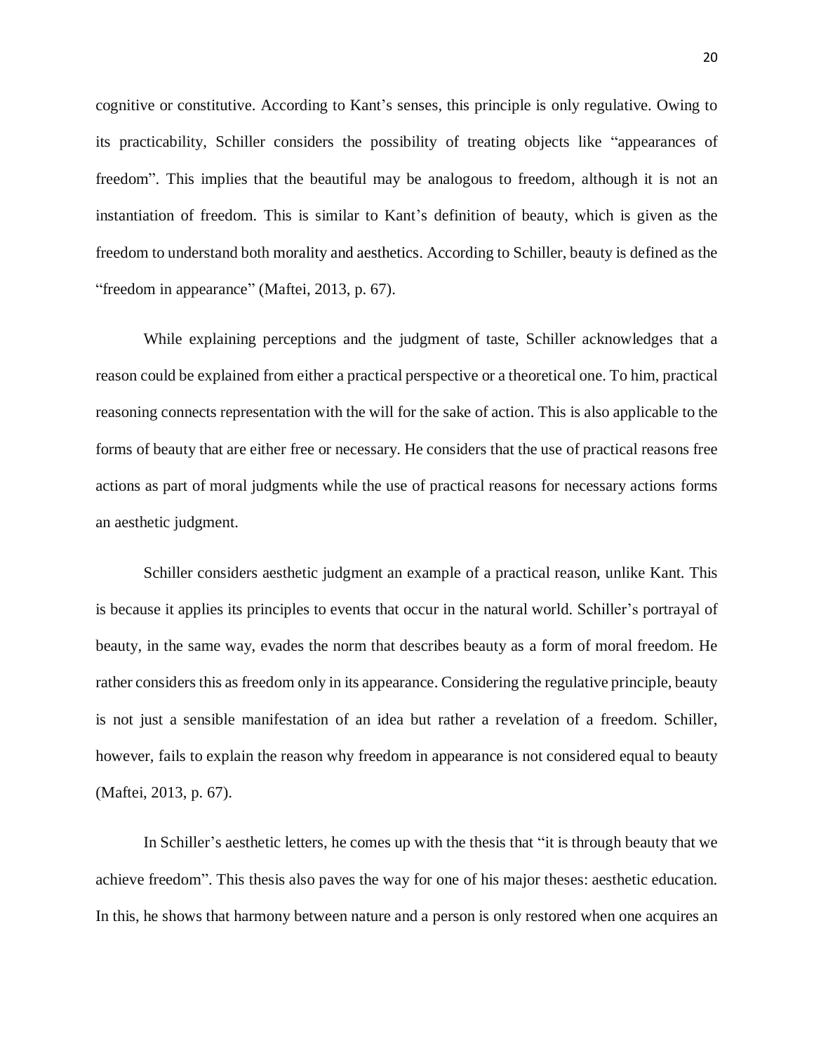cognitive or constitutive. According to Kant's senses, this principle is only regulative. Owing to its practicability, Schiller considers the possibility of treating objects like "appearances of freedom". This implies that the beautiful may be analogous to freedom, although it is not an instantiation of freedom. This is similar to Kant's definition of beauty, which is given as the freedom to understand both morality and aesthetics. According to Schiller, beauty is defined as the "freedom in appearance" (Maftei, 2013, p. 67).

While explaining perceptions and the judgment of taste, Schiller acknowledges that a reason could be explained from either a practical perspective or a theoretical one. To him, practical reasoning connects representation with the will for the sake of action. This is also applicable to the forms of beauty that are either free or necessary. He considers that the use of practical reasons free actions as part of moral judgments while the use of practical reasons for necessary actions forms an aesthetic judgment.

Schiller considers aesthetic judgment an example of a practical reason, unlike Kant. This is because it applies its principles to events that occur in the natural world. Schiller's portrayal of beauty, in the same way, evades the norm that describes beauty as a form of moral freedom. He rather considers this as freedom only in its appearance. Considering the regulative principle, beauty is not just a sensible manifestation of an idea but rather a revelation of a freedom. Schiller, however, fails to explain the reason why freedom in appearance is not considered equal to beauty (Maftei, 2013, p. 67).

In Schiller's aesthetic letters, he comes up with the thesis that "it is through beauty that we achieve freedom". This thesis also paves the way for one of his major theses: aesthetic education. In this, he shows that harmony between nature and a person is only restored when one acquires an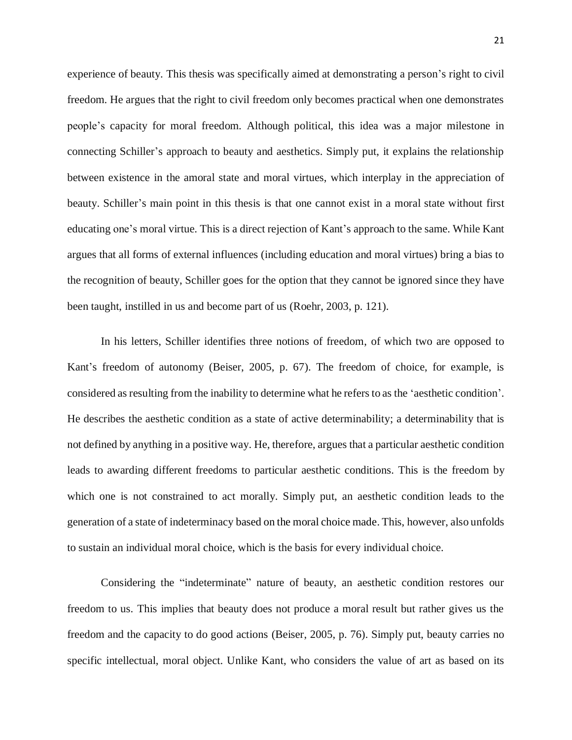experience of beauty. This thesis was specifically aimed at demonstrating a person's right to civil freedom. He argues that the right to civil freedom only becomes practical when one demonstrates people's capacity for moral freedom. Although political, this idea was a major milestone in connecting Schiller's approach to beauty and aesthetics. Simply put, it explains the relationship between existence in the amoral state and moral virtues, which interplay in the appreciation of beauty. Schiller's main point in this thesis is that one cannot exist in a moral state without first educating one's moral virtue. This is a direct rejection of Kant's approach to the same. While Kant argues that all forms of external influences (including education and moral virtues) bring a bias to the recognition of beauty, Schiller goes for the option that they cannot be ignored since they have been taught, instilled in us and become part of us (Roehr, 2003, p. 121).

In his letters, Schiller identifies three notions of freedom, of which two are opposed to Kant's freedom of autonomy (Beiser, 2005, p. 67). The freedom of choice, for example, is considered as resulting from the inability to determine what he refers to as the 'aesthetic condition'. He describes the aesthetic condition as a state of active determinability; a determinability that is not defined by anything in a positive way. He, therefore, argues that a particular aesthetic condition leads to awarding different freedoms to particular aesthetic conditions. This is the freedom by which one is not constrained to act morally. Simply put, an aesthetic condition leads to the generation of a state of indeterminacy based on the moral choice made. This, however, also unfolds to sustain an individual moral choice, which is the basis for every individual choice.

Considering the "indeterminate" nature of beauty, an aesthetic condition restores our freedom to us. This implies that beauty does not produce a moral result but rather gives us the freedom and the capacity to do good actions (Beiser, 2005, p. 76). Simply put, beauty carries no specific intellectual, moral object. Unlike Kant, who considers the value of art as based on its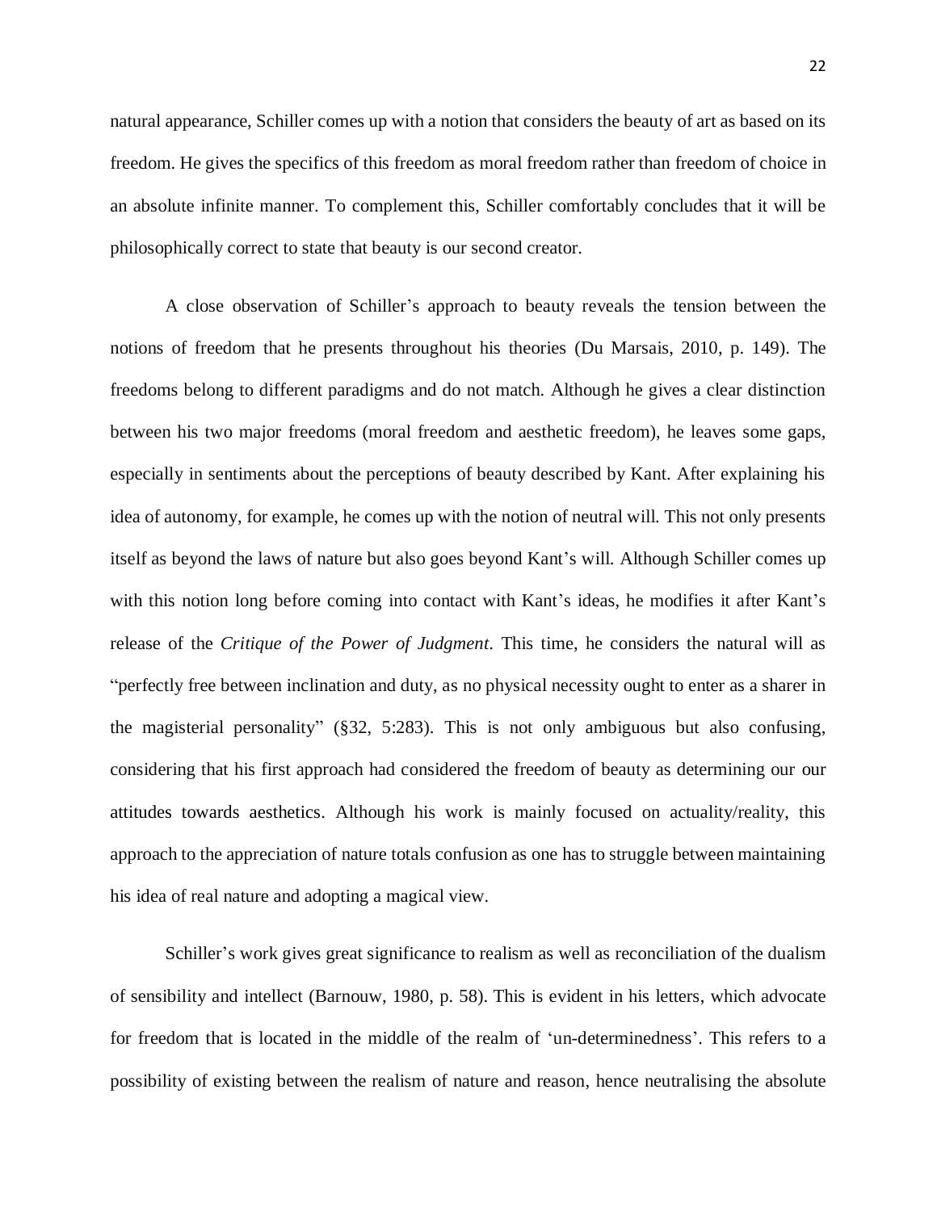natural appearance, Schiller comes up with a notion that considers the beauty of art as based on its freedom. He gives the specifics of this freedom as moral freedom rather than freedom of choice in an absolute infinite manner. To complement this, Schiller comfortably concludes that it will be philosophically correct to state that beauty is our second creator.

A close observation of Schiller's approach to beauty reveals the tension between the notions of freedom that he presents throughout his theories (Du Marsais, 2010, p. 149). The freedoms belong to different paradigms and do not match. Although he gives a clear distinction between his two major freedoms (moral freedom and aesthetic freedom), he leaves some gaps, especially in sentiments about the perceptions of beauty described by Kant. After explaining his idea of autonomy, for example, he comes up with the notion of neutral will. This not only presents itself as beyond the laws of nature but also goes beyond Kant's will. Although Schiller comes up with this notion long before coming into contact with Kant's ideas, he modifies it after Kant's release of the *Critique of the Power of Judgment*. This time, he considers the natural will as "perfectly free between inclination and duty, as no physical necessity ought to enter as a sharer in the magisterial personality" (§32, 5:283). This is not only ambiguous but also confusing, considering that his first approach had considered the freedom of beauty as determining our our attitudes towards aesthetics. Although his work is mainly focused on actuality/reality, this approach to the appreciation of nature totals confusion as one has to struggle between maintaining his idea of real nature and adopting a magical view.

Schiller's work gives great significance to realism as well as reconciliation of the dualism of sensibility and intellect (Barnouw, 1980, p. 58). This is evident in his letters, which advocate for freedom that is located in the middle of the realm of 'un-determinedness'. This refers to a possibility of existing between the realism of nature and reason, hence neutralising the absolute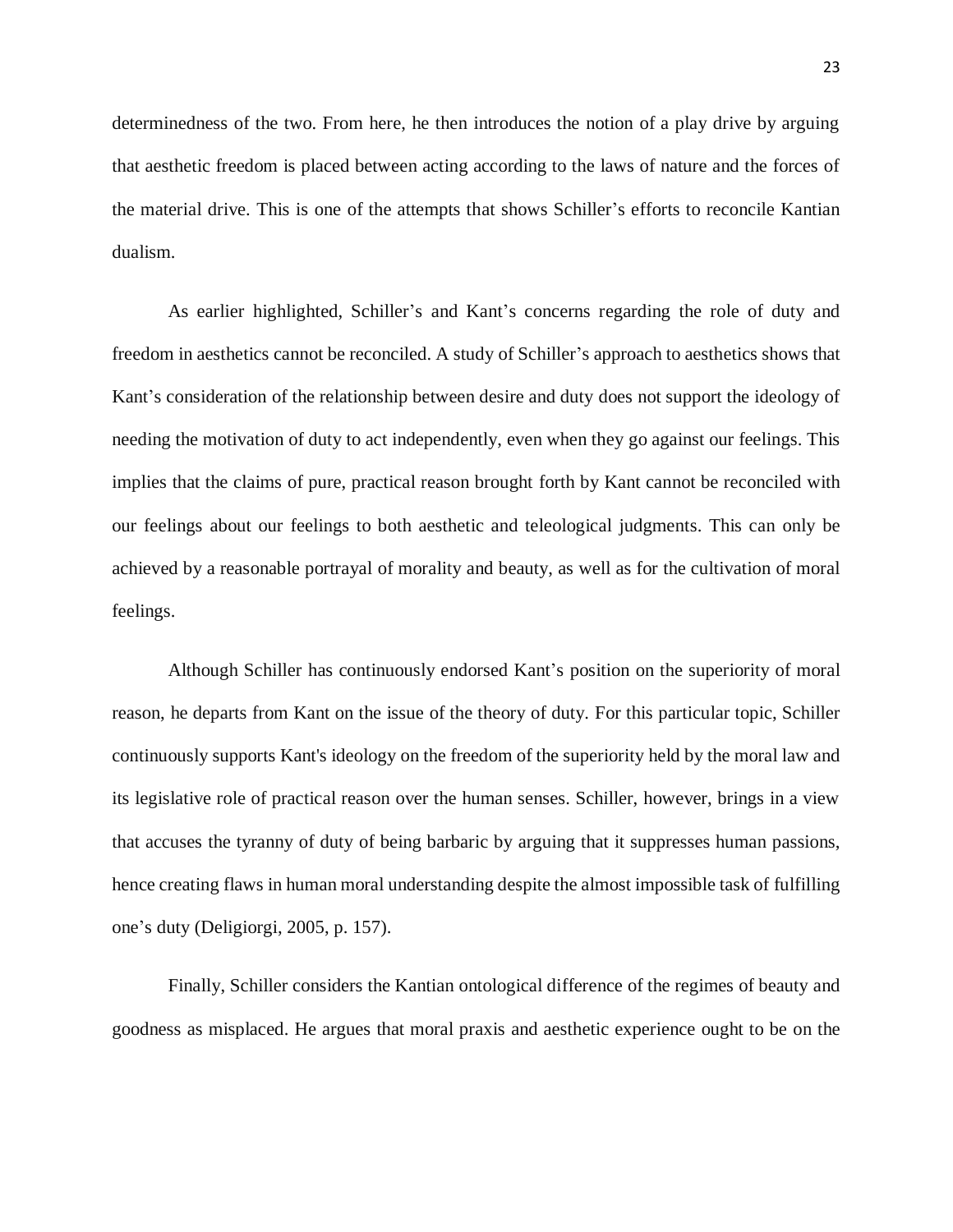determinedness of the two. From here, he then introduces the notion of a play drive by arguing that aesthetic freedom is placed between acting according to the laws of nature and the forces of the material drive. This is one of the attempts that shows Schiller's efforts to reconcile Kantian dualism.

As earlier highlighted, Schiller's and Kant's concerns regarding the role of duty and freedom in aesthetics cannot be reconciled. A study of Schiller's approach to aesthetics shows that Kant's consideration of the relationship between desire and duty does not support the ideology of needing the motivation of duty to act independently, even when they go against our feelings. This implies that the claims of pure, practical reason brought forth by Kant cannot be reconciled with our feelings about our feelings to both aesthetic and teleological judgments. This can only be achieved by a reasonable portrayal of morality and beauty, as well as for the cultivation of moral feelings.

Although Schiller has continuously endorsed Kant's position on the superiority of moral reason, he departs from Kant on the issue of the theory of duty. For this particular topic, Schiller continuously supports Kant's ideology on the freedom of the superiority held by the moral law and its legislative role of practical reason over the human senses. Schiller, however, brings in a view that accuses the tyranny of duty of being barbaric by arguing that it suppresses human passions, hence creating flaws in human moral understanding despite the almost impossible task of fulfilling one's duty (Deligiorgi, 2005, p. 157).

Finally, Schiller considers the Kantian ontological difference of the regimes of beauty and goodness as misplaced. He argues that moral praxis and aesthetic experience ought to be on the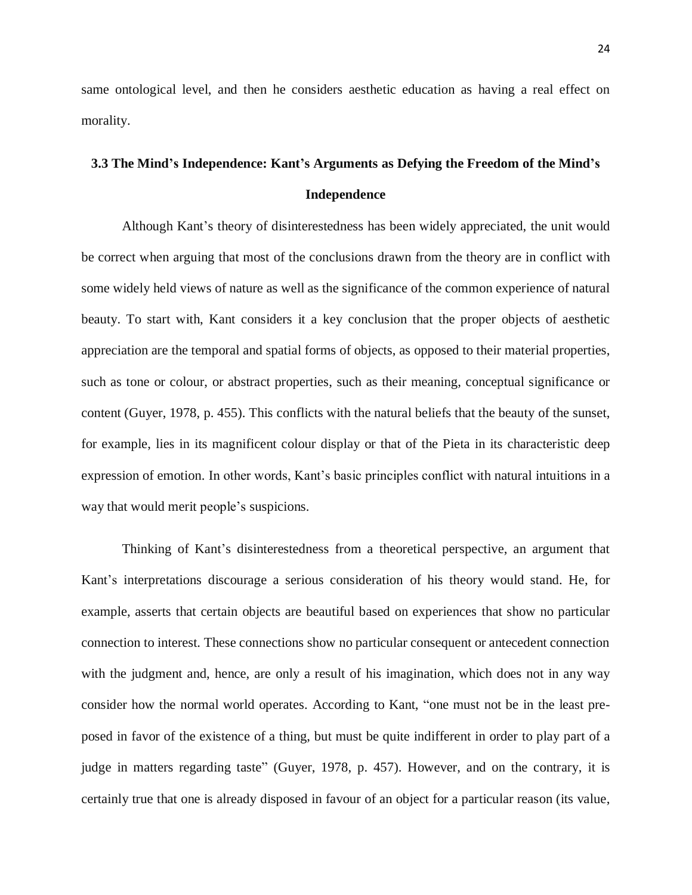same ontological level, and then he considers aesthetic education as having a real effect on morality.

### 3.3 The Mind's Independence: Kant's Arguments as Defying the Freedom of the Mind's Independence

Although Kant's theory of disinterestedness has been widely appreciated, the unit would be correct when arguing that most of the conclusions drawn from the theory are in conflict with some widely held views of nature as well as the significance of the common experience of natural beauty. To start with, Kant considers it a key conclusion that the proper objects of aesthetic appreciation are the temporal and spatial forms of objects, as opposed to their material properties, such as tone or colour, or abstract properties, such as their meaning, conceptual significance or content (Guyer, 1978, p. 455). This conflicts with the natural beliefs that the beauty of the sunset, for example, lies in its magnificent colour display or that of the Pieta in its characteristic deep expression of emotion. In other words, Kant's basic principles conflict with natural intuitions in a way that would merit people's suspicions.

Thinking of Kant's disinterestedness from a theoretical perspective, an argument that Kant's interpretations discourage a serious consideration of his theory would stand. He, for example, asserts that certain objects are beautiful based on experiences that show no particular connection to interest. These connections show no particular consequent or antecedent connection with the judgment and, hence, are only a result of his imagination, which does not in any way consider how the normal world operates. According to Kant, "one must not be in the least pre-posed in favor of the existence of a thing, but must be quite indifferent in order to play part of a judge in matters regarding taste" (Guyer, 1978, p. 457). However, and on the contrary, it is certainly true that one is already disposed in favour of an object for a particular reason (its value,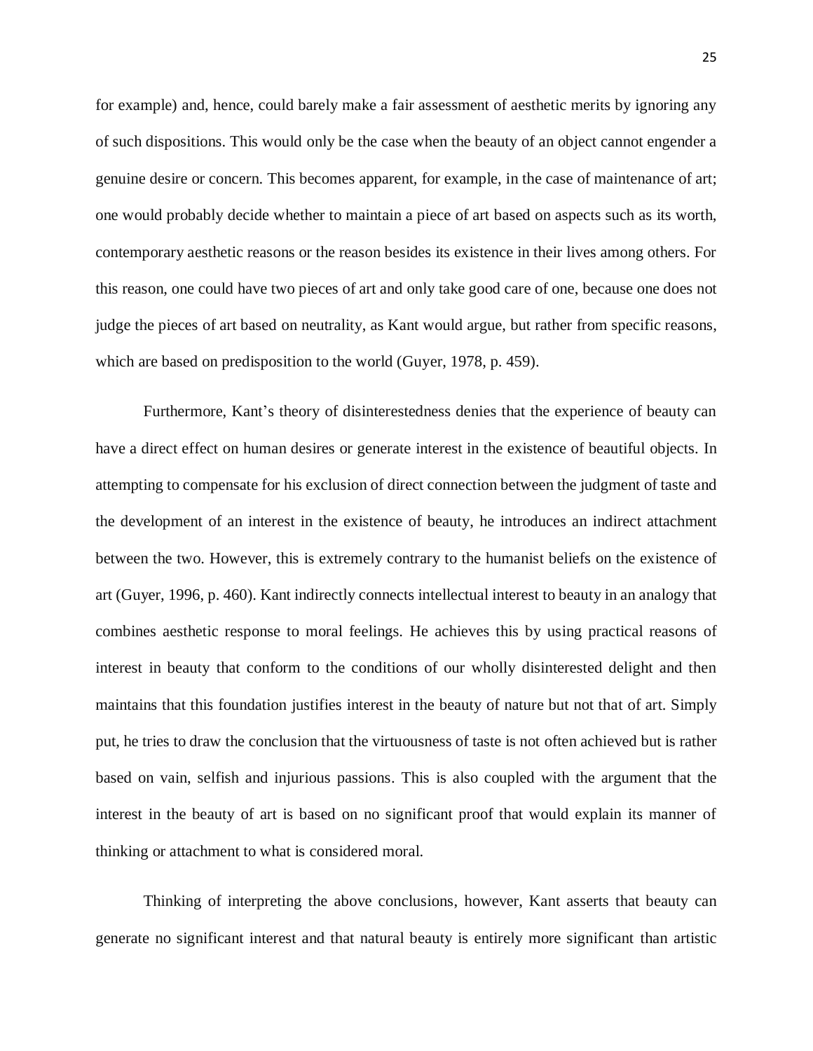for example) and, hence, could barely make a fair assessment of aesthetic merits by ignoring any of such dispositions. This would only be the case when the beauty of an object cannot engender a genuine desire or concern. This becomes apparent, for example, in the case of maintenance of art; one would probably decide whether to maintain a piece of art based on aspects such as its worth, contemporary aesthetic reasons or the reason besides its existence in their lives among others. For this reason, one could have two pieces of art and only take good care of one, because one does not judge the pieces of art based on neutrality, as Kant would argue, but rather from specific reasons, which are based on predisposition to the world (Guyer, 1978, p. 459).

Furthermore, Kant's theory of disinterestedness denies that the experience of beauty can have a direct effect on human desires or generate interest in the existence of beautiful objects. In attempting to compensate for his exclusion of direct connection between the judgment of taste and the development of an interest in the existence of beauty, he introduces an indirect attachment between the two. However, this is extremely contrary to the humanist beliefs on the existence of art (Guyer, 1996, p. 460). Kant indirectly connects intellectual interest to beauty in an analogy that combines aesthetic response to moral feelings. He achieves this by using practical reasons of interest in beauty that conform to the conditions of our wholly disinterested delight and then maintains that this foundation justifies interest in the beauty of nature but not that of art. Simply put, he tries to draw the conclusion that the virtuousness of taste is not often achieved but is rather based on vain, selfish and injurious passions. This is also coupled with the argument that the interest in the beauty of art is based on no significant proof that would explain its manner of thinking or attachment to what is considered moral.

Thinking of interpreting the above conclusions, however, Kant asserts that beauty can generate no significant interest and that natural beauty is entirely more significant than artistic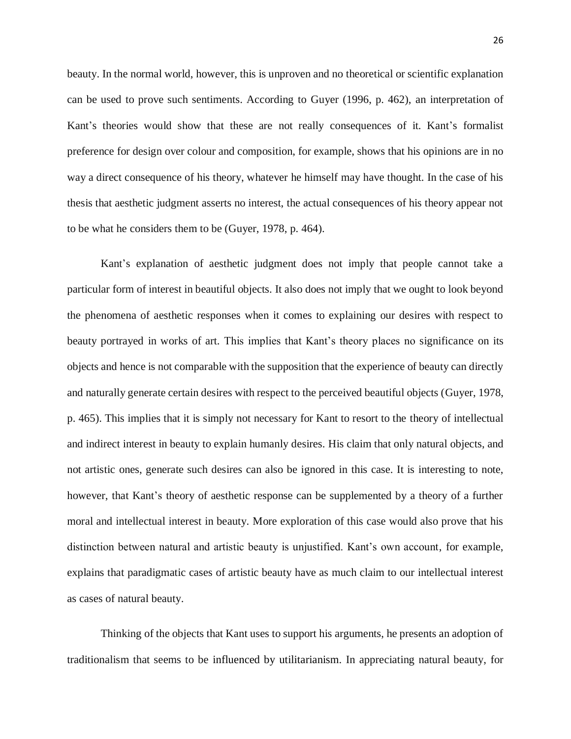beauty. In the normal world, however, this is unproven and no theoretical or scientific explanation can be used to prove such sentiments. According to Guyer (1996, p. 462), an interpretation of Kant's theories would show that these are not really consequences of it. Kant's formalist preference for design over colour and composition, for example, shows that his opinions are in no way a direct consequence of his theory, whatever he himself may have thought. In the case of his thesis that aesthetic judgment asserts no interest, the actual consequences of his theory appear not to be what he considers them to be (Guyer, 1978, p. 464).

Kant's explanation of aesthetic judgment does not imply that people cannot take a particular form of interest in beautiful objects. It also does not imply that we ought to look beyond the phenomena of aesthetic responses when it comes to explaining our desires with respect to beauty portrayed in works of art. This implies that Kant's theory places no significance on its objects and hence is not comparable with the supposition that the experience of beauty can directly and naturally generate certain desires with respect to the perceived beautiful objects (Guyer, 1978, p. 465). This implies that it is simply not necessary for Kant to resort to the theory of intellectual and indirect interest in beauty to explain humanly desires. His claim that only natural objects, and not artistic ones, generate such desires can also be ignored in this case. It is interesting to note, however, that Kant's theory of aesthetic response can be supplemented by a theory of a further moral and intellectual interest in beauty. More exploration of this case would also prove that his distinction between natural and artistic beauty is unjustified. Kant's own account, for example, explains that paradigmatic cases of artistic beauty have as much claim to our intellectual interest as cases of natural beauty.

Thinking of the objects that Kant uses to support his arguments, he presents an adoption of traditionalism that seems to be influenced by utilitarianism. In appreciating natural beauty, for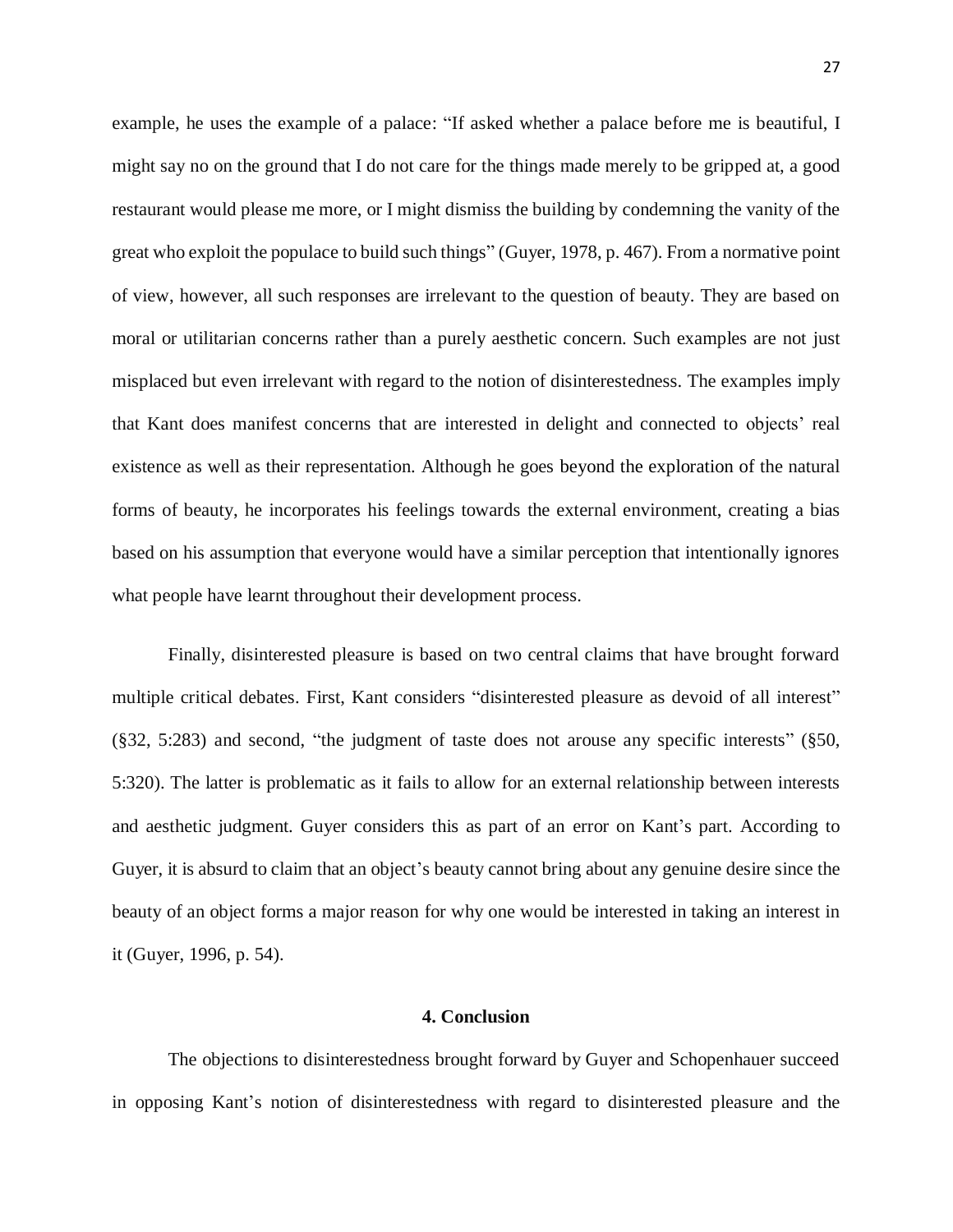example, he uses the example of a palace: "If asked whether a palace before me is beautiful, I might say no on the ground that I do not care for the things made merely to be gripped at, a good restaurant would please me more, or I might dismiss the building by condemning the vanity of the great who exploit the populace to build such things" (Guyer, 1978, p. 467). From a normative point of view, however, all such responses are irrelevant to the question of beauty. They are based on moral or utilitarian concerns rather than a purely aesthetic concern. Such examples are not just misplaced but even irrelevant with regard to the notion of disinterestedness. The examples imply that Kant does manifest concerns that are interested in delight and connected to objects' real existence as well as their representation. Although he goes beyond the exploration of the natural forms of beauty, he incorporates his feelings towards the external environment, creating a bias based on his assumption that everyone would have a similar perception that intentionally ignores what people have learnt throughout their development process.

Finally, disinterested pleasure is based on two central claims that have brought forward multiple critical debates. First, Kant considers "disinterested pleasure as devoid of all interest" (§32, 5:283) and second, "the judgment of taste does not arouse any specific interests" (§50, 5:320). The latter is problematic as it fails to allow for an external relationship between interests and aesthetic judgment. Guyer considers this as part of an error on Kant's part. According to Guyer, it is absurd to claim that an object's beauty cannot bring about any genuine desire since the beauty of an object forms a major reason for why one would be interested in taking an interest in it (Guyer, 1996, p. 54).

## 4. Conclusion

The objections to disinterestedness brought forward by Guyer and Schopenhauer succeed in opposing Kant's notion of disinterestedness with regard to disinterested pleasure and the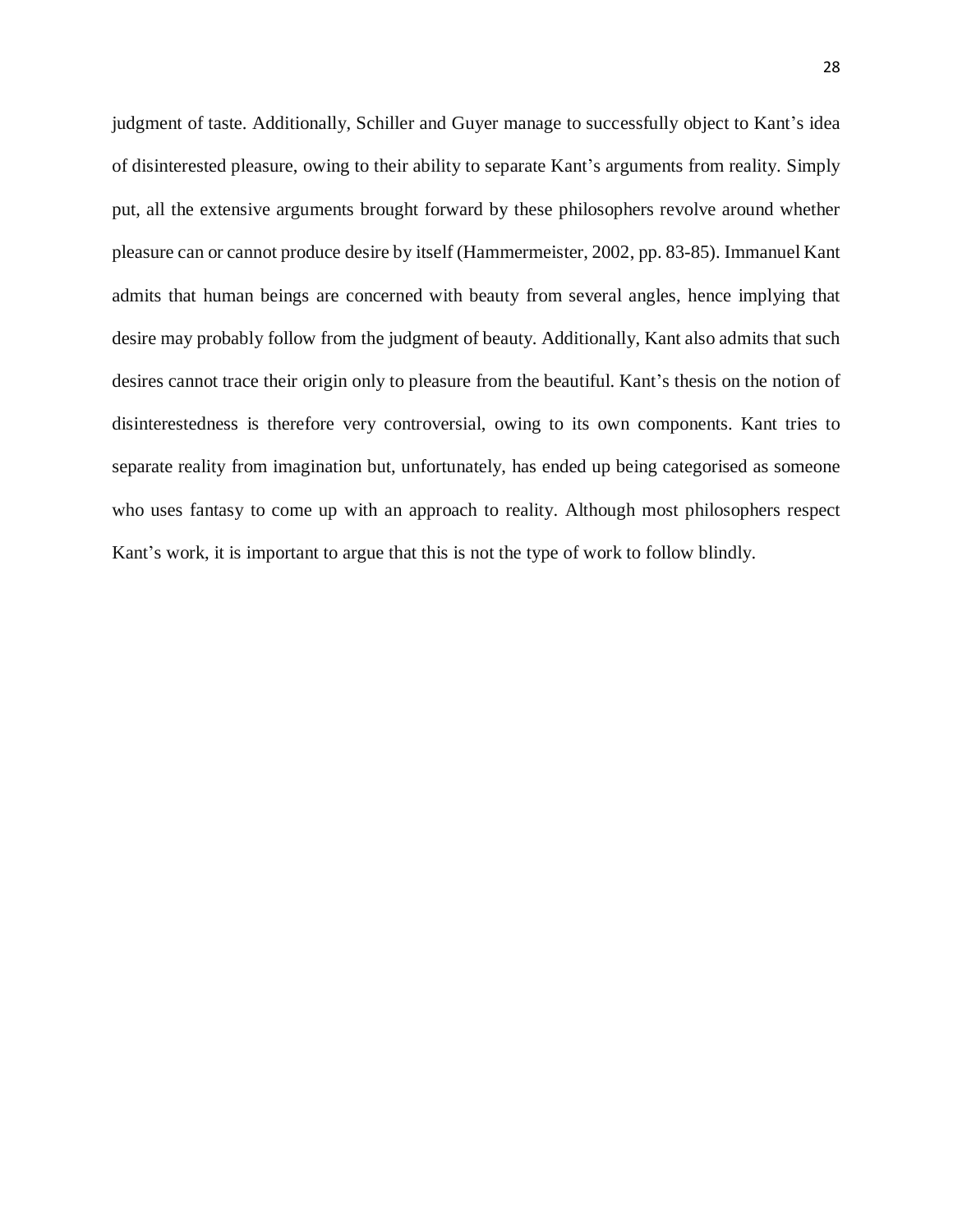judgment of taste. Additionally, Schiller and Guyer manage to successfully object to Kant's idea of disinterested pleasure, owing to their ability to separate Kant's arguments from reality. Simply put, all the extensive arguments brought forward by these philosophers revolve around whether pleasure can or cannot produce desire by itself (Hammermeister, 2002, pp. 83-85). Immanuel Kant admits that human beings are concerned with beauty from several angles, hence implying that desire may probably follow from the judgment of beauty. Additionally, Kant also admits that such desires cannot trace their origin only to pleasure from the beautiful. Kant's thesis on the notion of disinterestedness is therefore very controversial, owing to its own components. Kant tries to separate reality from imagination but, unfortunately, has ended up being categorised as someone who uses fantasy to come up with an approach to reality. Although most philosophers respect Kant's work, it is important to argue that this is not the type of work to follow blindly.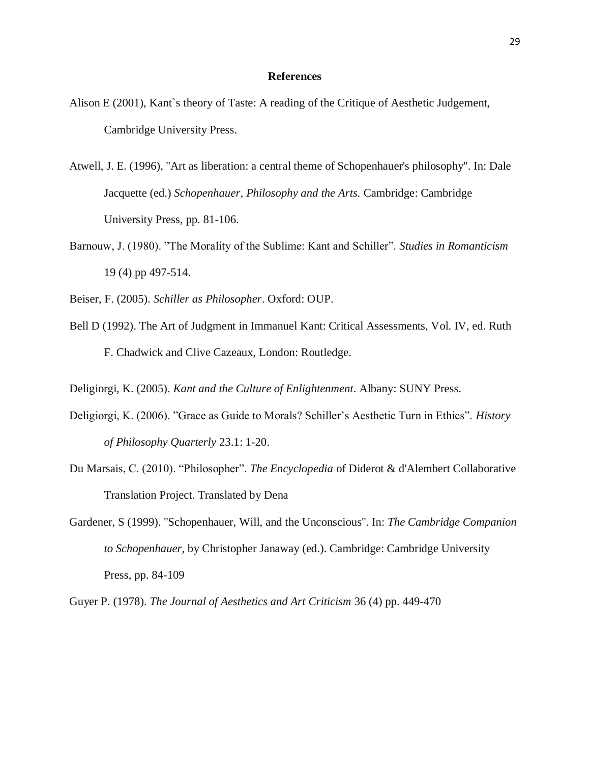## References

Alison E (2001), Kant`s theory of Taste: A reading of the Critique of Aesthetic Judgement, Cambridge University Press.

Atwell, J. E. (1996), "Art as liberation: a central theme of Schopenhauer's philosophy". In: Dale Jacquette (ed.) *Schopenhauer, Philosophy and the Arts.* Cambridge: Cambridge University Press, pp. 81-106.

Barnouw, J. (1980). "The Morality of the Sublime: Kant and Schiller". *Studies in Romanticism* 19 (4) pp 497-514.

Beiser, F. (2005). *Schiller as Philosopher*. Oxford: OUP.

Bell D (1992). The Art of Judgment in Immanuel Kant: Critical Assessments, Vol. IV, ed. Ruth F. Chadwick and Clive Cazeaux, London: Routledge.

Deligiorgi, K. (2005). *Kant and the Culture of Enlightenment*. Albany: SUNY Press.

Deligiorgi, K. (2006). "Grace as Guide to Morals? Schiller's Aesthetic Turn in Ethics". *History of Philosophy Quarterly* 23.1: 1-20.

Du Marsais, C. (2010). "Philosopher". *The Encyclopedia* of Diderot & d'Alembert Collaborative Translation Project. Translated by Dena

Gardener, S (1999). "Schopenhauer, Will, and the Unconscious". In: *The Cambridge Companion to Schopenhauer*, by Christopher Janaway (ed.). Cambridge: Cambridge University Press, pp. 84-109

Guyer P. (1978). *The Journal of Aesthetics and Art Criticism* 36 (4) pp. 449-470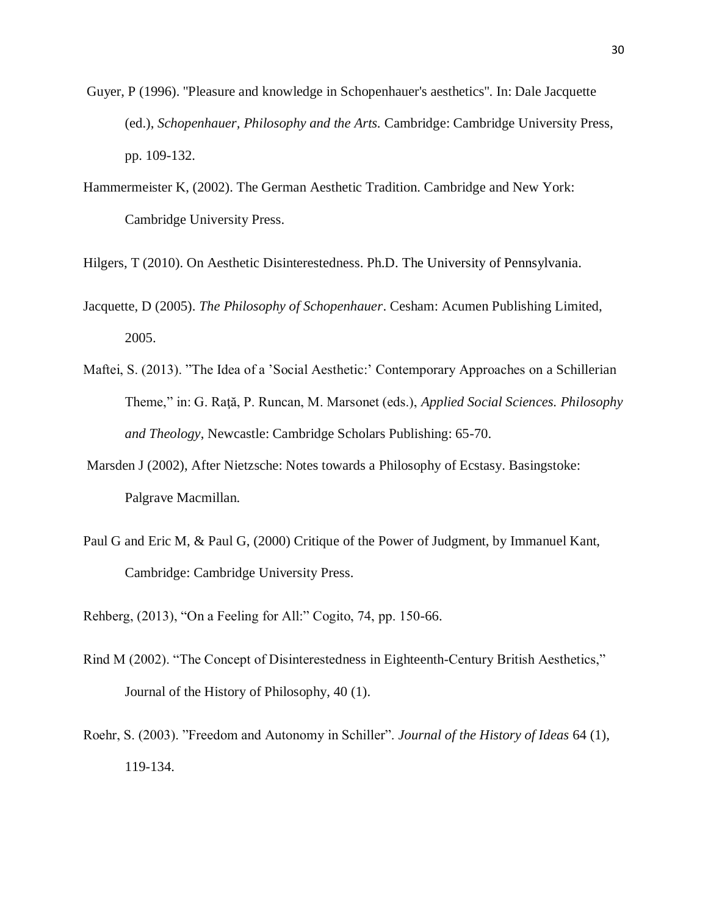Guyer, P (1996). "Pleasure and knowledge in Schopenhauer's aesthetics". In: Dale Jacquette (ed.), *Schopenhauer, Philosophy and the Arts.* Cambridge: Cambridge University Press, pp. 109-132.

Hammermeister K, (2002). The German Aesthetic Tradition. Cambridge and New York: Cambridge University Press.

Hilgers, T (2010). On Aesthetic Disinterestedness. Ph.D. The University of Pennsylvania.

Jacquette, D (2005). *The Philosophy of Schopenhauer*. Cesham: Acumen Publishing Limited, 2005.

Maftei, S. (2013). "The Idea of a 'Social Aesthetic:' Contemporary Approaches on a Schillerian Theme," in: G. Raţă, P. Runcan, M. Marsonet (eds.), *Applied Social Sciences. Philosophy and Theology*, Newcastle: Cambridge Scholars Publishing: 65-70.

Marsden J (2002), After Nietzsche: Notes towards a Philosophy of Ecstasy. Basingstoke: Palgrave Macmillan.

Paul G and Eric M, & Paul G, (2000) Critique of the Power of Judgment, by Immanuel Kant, Cambridge: Cambridge University Press.

Rehberg, (2013), "On a Feeling for All:" Cogito, 74, pp. 150-66.

Rind M (2002). "The Concept of Disinterestedness in Eighteenth-Century British Aesthetics," Journal of the History of Philosophy, 40 (1).

Roehr, S. (2003). "Freedom and Autonomy in Schiller". *Journal of the History of Ideas* 64 (1), 119-134.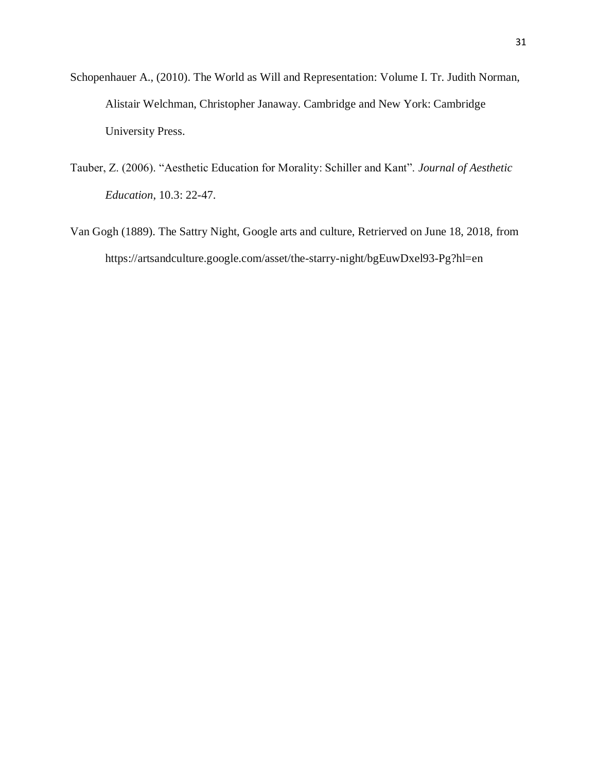Schopenhauer A., (2010). The World as Will and Representation: Volume I. Tr. Judith Norman, Alistair Welchman, Christopher Janaway. Cambridge and New York: Cambridge University Press.

Tauber, Z. (2006). “Aesthetic Education for Morality: Schiller and Kant”. *Journal of Aesthetic Education*, 10.3: 22-47.

Van Gogh (1889). The Sattry Night, Google arts and culture, Retrierved on June 18, 2018, from https://artsandculture.google.com/asset/the-starry-night/bgEuwDxel93-Pg?hl=en